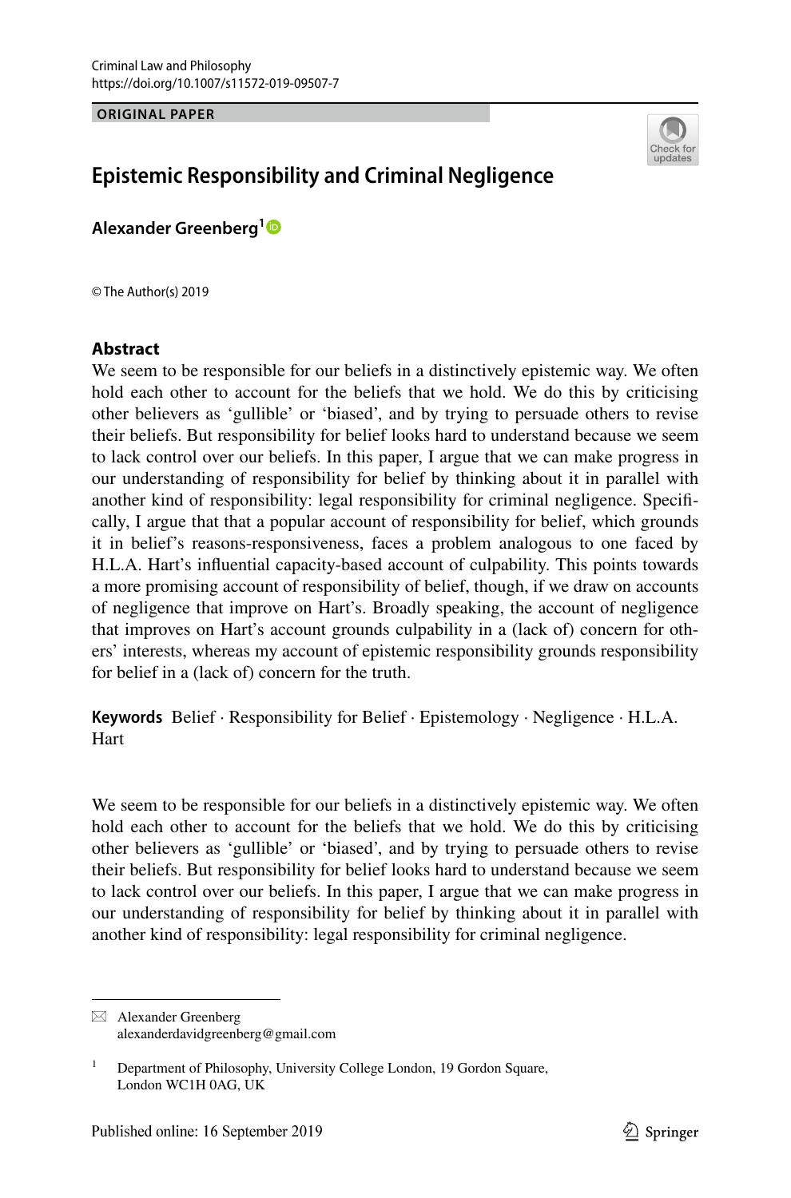Criminal Law and Philosophy
https://doi.org/10.1007/s11572-019-09507-7

**ORIGINAL PAPER**

# Epistemic Responsibility and Criminal Negligence

**Alexander Greenberg**[1]

© The Author(s) 2019

## Abstract

We seem to be responsible for our beliefs in a distinctively epistemic way. We often hold each other to account for the beliefs that we hold. We do this by criticising other believers as 'gullible' or 'biased', and by trying to persuade others to revise their beliefs. But responsibility for belief looks hard to understand because we seem to lack control over our beliefs. In this paper, I argue that we can make progress in our understanding of responsibility for belief by thinking about it in parallel with another kind of responsibility: legal responsibility for criminal negligence. Specifically, I argue that that a popular account of responsibility for belief, which grounds it in belief's reasons-responsiveness, faces a problem analogous to one faced by H.L.A. Hart's influential capacity-based account of culpability. This points towards a more promising account of responsibility of belief, though, if we draw on accounts of negligence that improve on Hart's. Broadly speaking, the account of negligence that improves on Hart's account grounds culpability in a (lack of) concern for others' interests, whereas my account of epistemic responsibility grounds responsibility for belief in a (lack of) concern for the truth.

**Keywords** Belief · Responsibility for Belief · Epistemology · Negligence · H.L.A. Hart

We seem to be responsible for our beliefs in a distinctively epistemic way. We often hold each other to account for the beliefs that we hold. We do this by criticising other believers as 'gullible' or 'biased', and by trying to persuade others to revise their beliefs. But responsibility for belief looks hard to understand because we seem to lack control over our beliefs. In this paper, I argue that we can make progress in our understanding of responsibility for belief by thinking about it in parallel with another kind of responsibility: legal responsibility for criminal negligence.

---

✉ Alexander Greenberg
alexanderdavidgreenberg@gmail.com

[1] Department of Philosophy, University College London, 19 Gordon Square, London WC1H 0AG, UK

Published online: 16 September 2019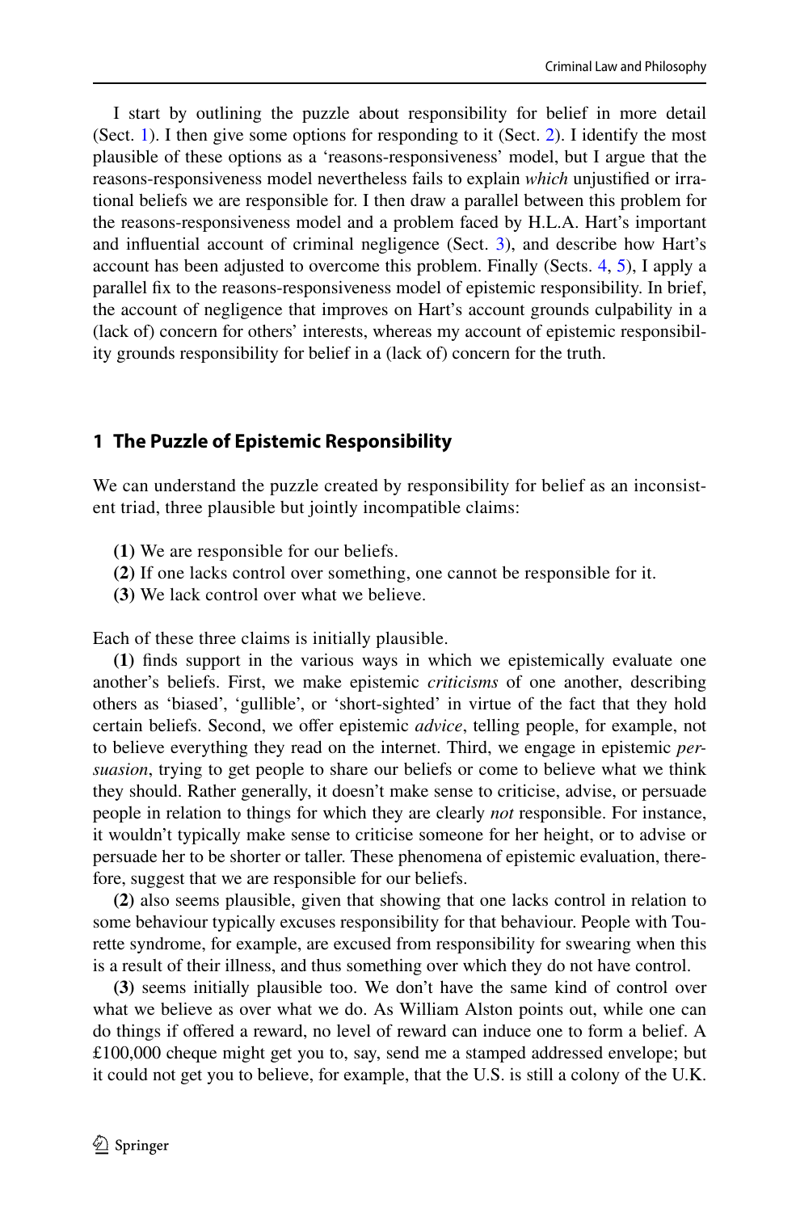I start by outlining the puzzle about responsibility for belief in more detail (Sect. 1). I then give some options for responding to it (Sect. 2). I identify the most plausible of these options as a 'reasons-responsiveness' model, but I argue that the reasons-responsiveness model nevertheless fails to explain *which* unjustified or irrational beliefs we are responsible for. I then draw a parallel between this problem for the reasons-responsiveness model and a problem faced by H.L.A. Hart's important and influential account of criminal negligence (Sect. 3), and describe how Hart's account has been adjusted to overcome this problem. Finally (Sects. 4, 5), I apply a parallel fix to the reasons-responsiveness model of epistemic responsibility. In brief, the account of negligence that improves on Hart's account grounds culpability in a (lack of) concern for others' interests, whereas my account of epistemic responsibility grounds responsibility for belief in a (lack of) concern for the truth.

## 1 The Puzzle of Epistemic Responsibility

We can understand the puzzle created by responsibility for belief as an inconsistent triad, three plausible but jointly incompatible claims:

- **(1)** We are responsible for our beliefs.
- **(2)** If one lacks control over something, one cannot be responsible for it.
- **(3)** We lack control over what we believe.

Each of these three claims is initially plausible.

**(1)** finds support in the various ways in which we epistemically evaluate one another's beliefs. First, we make epistemic *criticisms* of one another, describing others as 'biased', 'gullible', or 'short-sighted' in virtue of the fact that they hold certain beliefs. Second, we offer epistemic *advice*, telling people, for example, not to believe everything they read on the internet. Third, we engage in epistemic *persuasion*, trying to get people to share our beliefs or come to believe what we think they should. Rather generally, it doesn't make sense to criticise, advise, or persuade people in relation to things for which they are clearly *not* responsible. For instance, it wouldn't typically make sense to criticise someone for her height, or to advise or persuade her to be shorter or taller. These phenomena of epistemic evaluation, therefore, suggest that we are responsible for our beliefs.

**(2)** also seems plausible, given that showing that one lacks control in relation to some behaviour typically excuses responsibility for that behaviour. People with Tourette syndrome, for example, are excused from responsibility for swearing when this is a result of their illness, and thus something over which they do not have control.

**(3)** seems initially plausible too. We don't have the same kind of control over what we believe as over what we do. As William Alston points out, while one can do things if offered a reward, no level of reward can induce one to form a belief. A £100,000 cheque might get you to, say, send me a stamped addressed envelope; but it could not get you to believe, for example, that the U.S. is still a colony of the U.K.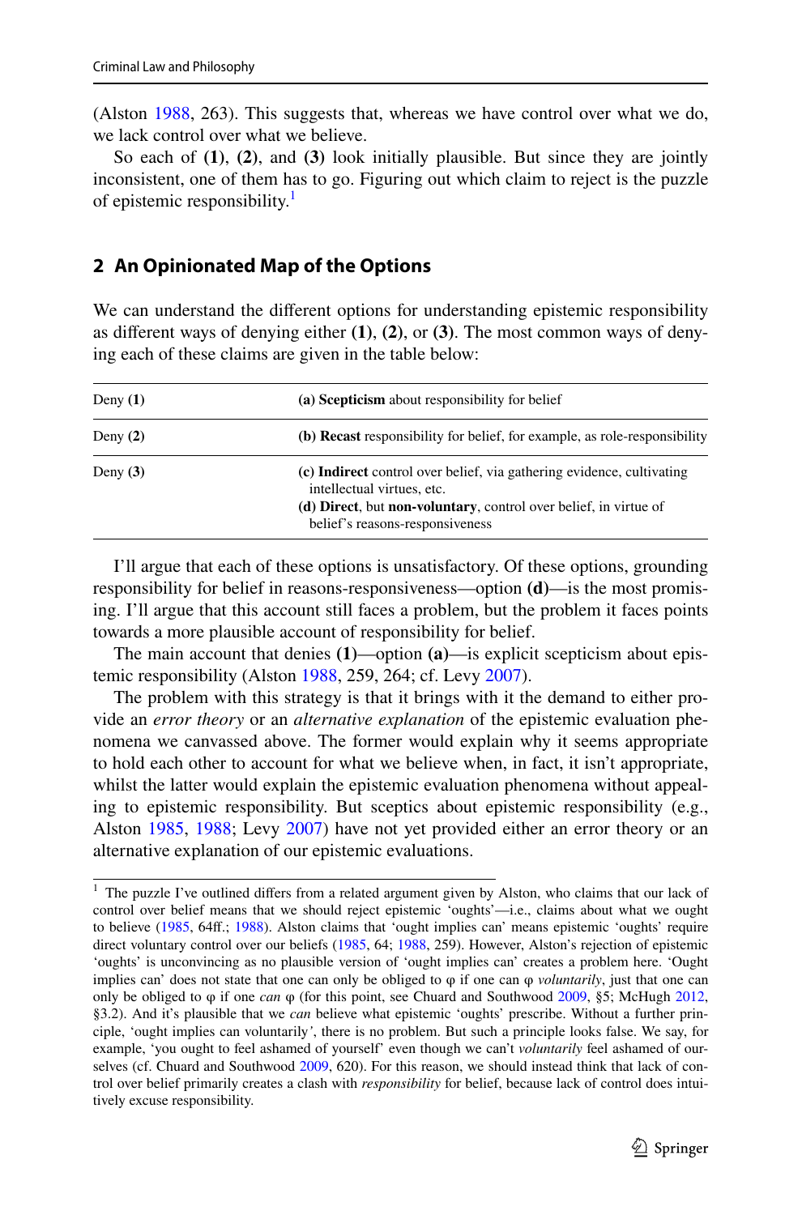(Alston 1988, 263). This suggests that, whereas we have control over what we do, we lack control over what we believe.

So each of **(1)**, **(2)**, and **(3)** look initially plausible. But since they are jointly inconsistent, one of them has to go. Figuring out which claim to reject is the puzzle of epistemic responsibility.[1]

## 2 An Opinionated Map of the Options

We can understand the different options for understanding epistemic responsibility as different ways of denying either **(1)**, **(2)**, or **(3)**. The most common ways of denying each of these claims are given in the table below:

| | |
|---|---|
| Deny **(1)** | **(a) Scepticism** about responsibility for belief |
| Deny **(2)** | **(b) Recast** responsibility for belief, for example, as role-responsibility |
| Deny **(3)** | **(c) Indirect** control over belief, via gathering evidence, cultivating intellectual virtues, etc.<br>**(d) Direct**, but **non-voluntary**, control over belief, in virtue of belief's reasons-responsiveness |

I'll argue that each of these options is unsatisfactory. Of these options, grounding responsibility for belief in reasons-responsiveness—option **(d)**—is the most promising. I'll argue that this account still faces a problem, but the problem it faces points towards a more plausible account of responsibility for belief.

The main account that denies **(1)**—option **(a)**—is explicit scepticism about epistemic responsibility (Alston 1988, 259, 264; cf. Levy 2007).

The problem with this strategy is that it brings with it the demand to either provide an *error theory* or an *alternative explanation* of the epistemic evaluation phenomena we canvassed above. The former would explain why it seems appropriate to hold each other to account for what we believe when, in fact, it isn't appropriate, whilst the latter would explain the epistemic evaluation phenomena without appealing to epistemic responsibility. But sceptics about epistemic responsibility (e.g., Alston 1985, 1988; Levy 2007) have not yet provided either an error theory or an alternative explanation of our epistemic evaluations.

---

[1] The puzzle I've outlined differs from a related argument given by Alston, who claims that our lack of control over belief means that we should reject epistemic 'oughts'—i.e., claims about what we ought to believe (1985, 64ff.; 1988). Alston claims that 'ought implies can' means epistemic 'oughts' require direct voluntary control over our beliefs (1985, 64; 1988, 259). However, Alston's rejection of epistemic 'oughts' is unconvincing as no plausible version of 'ought implies can' creates a problem here. 'Ought implies can' does not state that one can only be obliged to φ if one can φ *voluntarily*, just that one can only be obliged to φ if one *can* φ (for this point, see Chuard and Southwood 2009, §5; McHugh 2012, §3.2). And it's plausible that we *can* believe what epistemic 'oughts' prescribe. Without a further principle, 'ought implies can voluntarily', there is no problem. But such a principle looks false. We say, for example, 'you ought to feel ashamed of yourself' even though we can't *voluntarily* feel ashamed of ourselves (cf. Chuard and Southwood 2009, 620). For this reason, we should instead think that lack of control over belief primarily creates a clash with *responsibility* for belief, because lack of control does intuitively excuse responsibility.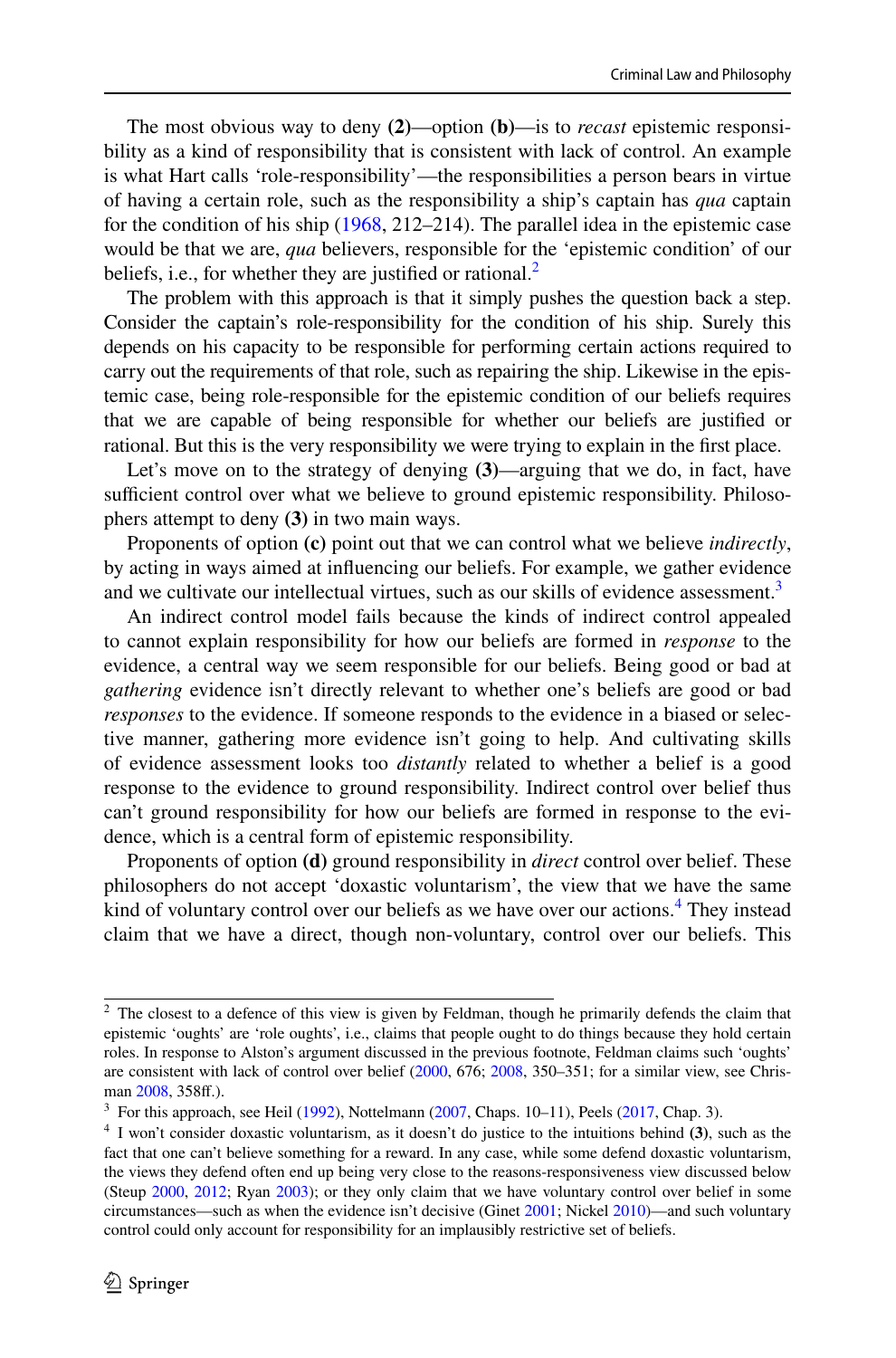The most obvious way to deny **(2)**—option **(b)**—is to *recast* epistemic responsibility as a kind of responsibility that is consistent with lack of control. An example is what Hart calls 'role-responsibility'—the responsibilities a person bears in virtue of having a certain role, such as the responsibility a ship's captain has *qua* captain for the condition of his ship (1968, 212–214). The parallel idea in the epistemic case would be that we are, *qua* believers, responsible for the 'epistemic condition' of our beliefs, i.e., for whether they are justified or rational.[2]

The problem with this approach is that it simply pushes the question back a step. Consider the captain's role-responsibility for the condition of his ship. Surely this depends on his capacity to be responsible for performing certain actions required to carry out the requirements of that role, such as repairing the ship. Likewise in the epistemic case, being role-responsible for the epistemic condition of our beliefs requires that we are capable of being responsible for whether our beliefs are justified or rational. But this is the very responsibility we were trying to explain in the first place.

Let's move on to the strategy of denying **(3)**—arguing that we do, in fact, have sufficient control over what we believe to ground epistemic responsibility. Philosophers attempt to deny **(3)** in two main ways.

Proponents of option **(c)** point out that we can control what we believe *indirectly*, by acting in ways aimed at influencing our beliefs. For example, we gather evidence and we cultivate our intellectual virtues, such as our skills of evidence assessment.[3]

An indirect control model fails because the kinds of indirect control appealed to cannot explain responsibility for how our beliefs are formed in *response* to the evidence, a central way we seem responsible for our beliefs. Being good or bad at *gathering* evidence isn't directly relevant to whether one's beliefs are good or bad *responses* to the evidence. If someone responds to the evidence in a biased or selective manner, gathering more evidence isn't going to help. And cultivating skills of evidence assessment looks too *distantly* related to whether a belief is a good response to the evidence to ground responsibility. Indirect control over belief thus can't ground responsibility for how our beliefs are formed in response to the evidence, which is a central form of epistemic responsibility.

Proponents of option **(d)** ground responsibility in *direct* control over belief. These philosophers do not accept 'doxastic voluntarism', the view that we have the same kind of voluntary control over our beliefs as we have over our actions.[4] They instead claim that we have a direct, though non-voluntary, control over our beliefs. This

---

[2] The closest to a defence of this view is given by Feldman, though he primarily defends the claim that epistemic 'oughts' are 'role oughts', i.e., claims that people ought to do things because they hold certain roles. In response to Alston's argument discussed in the previous footnote, Feldman claims such 'oughts' are consistent with lack of control over belief (2000, 676; 2008, 350–351; for a similar view, see Chrisman 2008, 358ff.).

[3] For this approach, see Heil (1992), Nottelmann (2007, Chaps. 10–11), Peels (2017, Chap. 3).

[4] I won't consider doxastic voluntarism, as it doesn't do justice to the intuitions behind **(3)**, such as the fact that one can't believe something for a reward. In any case, while some defend doxastic voluntarism, the views they defend often end up being very close to the reasons-responsiveness view discussed below (Steup 2000, 2012; Ryan 2003); or they only claim that we have voluntary control over belief in some circumstances—such as when the evidence isn't decisive (Ginet 2001; Nickel 2010)—and such voluntary control could only account for responsibility for an implausibly restrictive set of beliefs.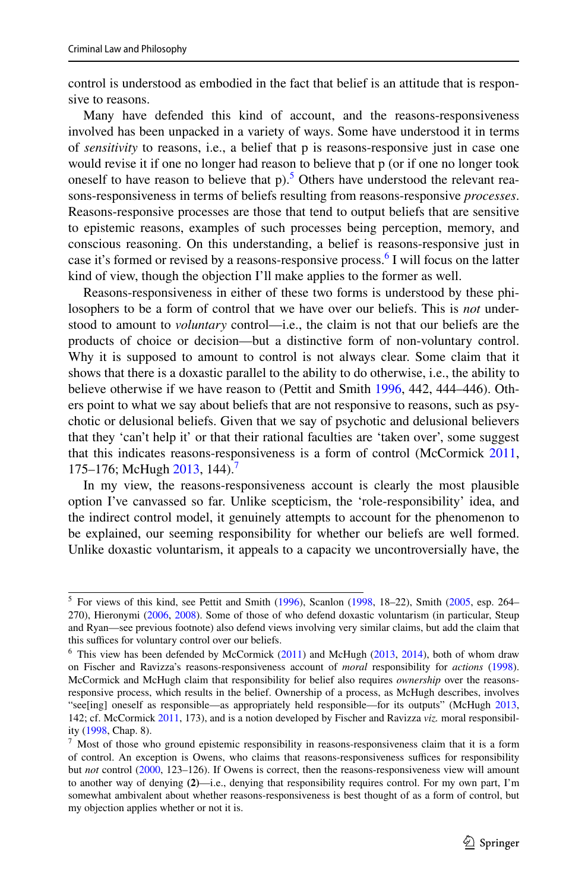control is understood as embodied in the fact that belief is an attitude that is responsive to reasons.

Many have defended this kind of account, and the reasons-responsiveness involved has been unpacked in a variety of ways. Some have understood it in terms of *sensitivity* to reasons, i.e., a belief that p is reasons-responsive just in case one would revise it if one no longer had reason to believe that p (or if one no longer took oneself to have reason to believe that p).[5] Others have understood the relevant reasons-responsiveness in terms of beliefs resulting from reasons-responsive *processes*. Reasons-responsive processes are those that tend to output beliefs that are sensitive to epistemic reasons, examples of such processes being perception, memory, and conscious reasoning. On this understanding, a belief is reasons-responsive just in case it's formed or revised by a reasons-responsive process.[6] I will focus on the latter kind of view, though the objection I'll make applies to the former as well.

Reasons-responsiveness in either of these two forms is understood by these philosophers to be a form of control that we have over our beliefs. This is *not* understood to amount to *voluntary* control—i.e., the claim is not that our beliefs are the products of choice or decision—but a distinctive form of non-voluntary control. Why it is supposed to amount to control is not always clear. Some claim that it shows that there is a doxastic parallel to the ability to do otherwise, i.e., the ability to believe otherwise if we have reason to (Pettit and Smith 1996, 442, 444–446). Others point to what we say about beliefs that are not responsive to reasons, such as psychotic or delusional beliefs. Given that we say of psychotic and delusional believers that they 'can't help it' or that their rational faculties are 'taken over', some suggest that this indicates reasons-responsiveness is a form of control (McCormick 2011, 175–176; McHugh 2013, 144).[7]

In my view, the reasons-responsiveness account is clearly the most plausible option I've canvassed so far. Unlike scepticism, the 'role-responsibility' idea, and the indirect control model, it genuinely attempts to account for the phenomenon to be explained, our seeming responsibility for whether our beliefs are well formed. Unlike doxastic voluntarism, it appeals to a capacity we uncontroversially have, the

---

[5] For views of this kind, see Pettit and Smith (1996), Scanlon (1998, 18–22), Smith (2005, esp. 264–270), Hieronymi (2006, 2008). Some of those of who defend doxastic voluntarism (in particular, Steup and Ryan—see previous footnote) also defend views involving very similar claims, but add the claim that this suffices for voluntary control over our beliefs.

[6] This view has been defended by McCormick (2011) and McHugh (2013, 2014), both of whom draw on Fischer and Ravizza's reasons-responsiveness account of *moral* responsibility for *actions* (1998). McCormick and McHugh claim that responsibility for belief also requires *ownership* over the reasons-responsive process, which results in the belief. Ownership of a process, as McHugh describes, involves "see[ing] oneself as responsible—as appropriately held responsible—for its outputs" (McHugh 2013, 142; cf. McCormick 2011, 173), and is a notion developed by Fischer and Ravizza *viz.* moral responsibility (1998, Chap. 8).

[7] Most of those who ground epistemic responsibility in reasons-responsiveness claim that it is a form of control. An exception is Owens, who claims that reasons-responsiveness suffices for responsibility but *not* control (2000, 123–126). If Owens is correct, then the reasons-responsiveness view will amount to another way of denying **(2)**—i.e., denying that responsibility requires control. For my own part, I'm somewhat ambivalent about whether reasons-responsiveness is best thought of as a form of control, but my objection applies whether or not it is.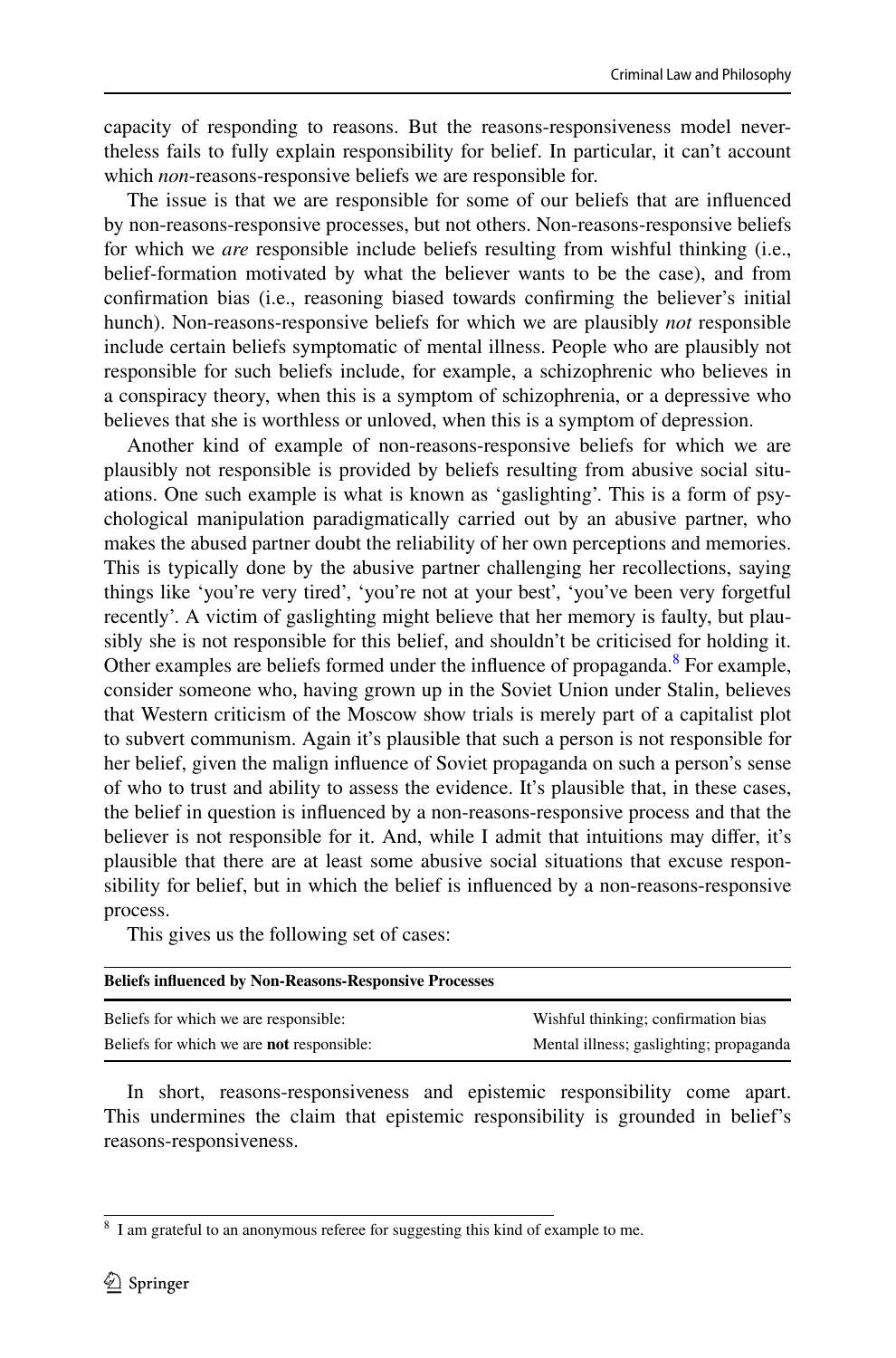capacity of responding to reasons. But the reasons-responsiveness model nevertheless fails to fully explain responsibility for belief. In particular, it can't account which *non*-reasons-responsive beliefs we are responsible for.

The issue is that we are responsible for some of our beliefs that are influenced by non-reasons-responsive processes, but not others. Non-reasons-responsive beliefs for which we *are* responsible include beliefs resulting from wishful thinking (i.e., belief-formation motivated by what the believer wants to be the case), and from confirmation bias (i.e., reasoning biased towards confirming the believer's initial hunch). Non-reasons-responsive beliefs for which we are plausibly *not* responsible include certain beliefs symptomatic of mental illness. People who are plausibly not responsible for such beliefs include, for example, a schizophrenic who believes in a conspiracy theory, when this is a symptom of schizophrenia, or a depressive who believes that she is worthless or unloved, when this is a symptom of depression.

Another kind of example of non-reasons-responsive beliefs for which we are plausibly not responsible is provided by beliefs resulting from abusive social situations. One such example is what is known as 'gaslighting'. This is a form of psychological manipulation paradigmatically carried out by an abusive partner, who makes the abused partner doubt the reliability of her own perceptions and memories. This is typically done by the abusive partner challenging her recollections, saying things like 'you're very tired', 'you're not at your best', 'you've been very forgetful recently'. A victim of gaslighting might believe that her memory is faulty, but plausibly she is not responsible for this belief, and shouldn't be criticised for holding it. Other examples are beliefs formed under the influence of propaganda.[8] For example, consider someone who, having grown up in the Soviet Union under Stalin, believes that Western criticism of the Moscow show trials is merely part of a capitalist plot to subvert communism. Again it's plausible that such a person is not responsible for her belief, given the malign influence of Soviet propaganda on such a person's sense of who to trust and ability to assess the evidence. It's plausible that, in these cases, the belief in question is influenced by a non-reasons-responsive process and that the believer is not responsible for it. And, while I admit that intuitions may differ, it's plausible that there are at least some abusive social situations that excuse responsibility for belief, but in which the belief is influenced by a non-reasons-responsive process.

This gives us the following set of cases:

| **Beliefs influenced by Non-Reasons-Responsive Processes** | |
|---|---|
| Beliefs for which we are responsible: | Wishful thinking; confirmation bias |
| Beliefs for which we are **not** responsible: | Mental illness; gaslighting; propaganda |

In short, reasons-responsiveness and epistemic responsibility come apart. This undermines the claim that epistemic responsibility is grounded in belief's reasons-responsiveness.

[8] I am grateful to an anonymous referee for suggesting this kind of example to me.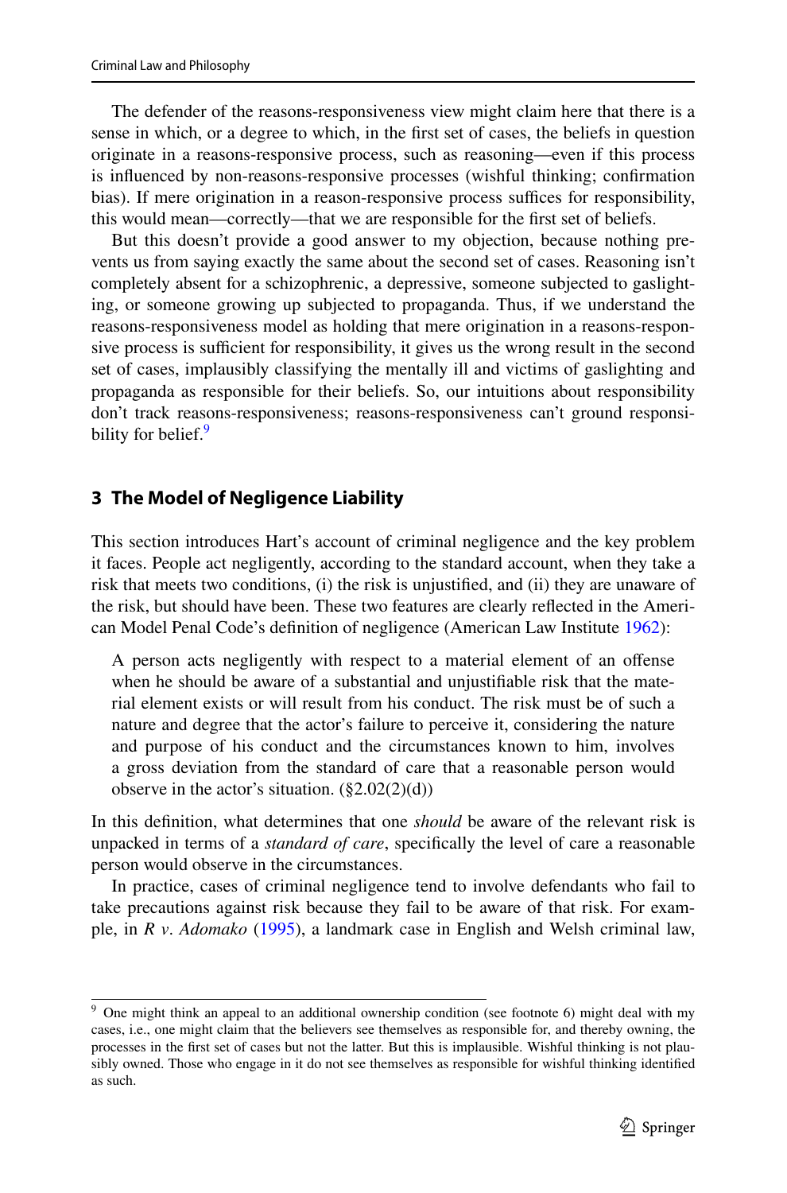The defender of the reasons-responsiveness view might claim here that there is a sense in which, or a degree to which, in the first set of cases, the beliefs in question originate in a reasons-responsive process, such as reasoning—even if this process is influenced by non-reasons-responsive processes (wishful thinking; confirmation bias). If mere origination in a reason-responsive process suffices for responsibility, this would mean—correctly—that we are responsible for the first set of beliefs.

But this doesn't provide a good answer to my objection, because nothing prevents us from saying exactly the same about the second set of cases. Reasoning isn't completely absent for a schizophrenic, a depressive, someone subjected to gaslighting, or someone growing up subjected to propaganda. Thus, if we understand the reasons-responsiveness model as holding that mere origination in a reasons-responsive process is sufficient for responsibility, it gives us the wrong result in the second set of cases, implausibly classifying the mentally ill and victims of gaslighting and propaganda as responsible for their beliefs. So, our intuitions about responsibility don't track reasons-responsiveness; reasons-responsiveness can't ground responsibility for belief.[9]

## 3 The Model of Negligence Liability

This section introduces Hart's account of criminal negligence and the key problem it faces. People act negligently, according to the standard account, when they take a risk that meets two conditions, (i) the risk is unjustified, and (ii) they are unaware of the risk, but should have been. These two features are clearly reflected in the American Model Penal Code's definition of negligence (American Law Institute 1962):

> A person acts negligently with respect to a material element of an offense when he should be aware of a substantial and unjustifiable risk that the material element exists or will result from his conduct. The risk must be of such a nature and degree that the actor's failure to perceive it, considering the nature and purpose of his conduct and the circumstances known to him, involves a gross deviation from the standard of care that a reasonable person would observe in the actor's situation. (§2.02(2)(d))

In this definition, what determines that one *should* be aware of the relevant risk is unpacked in terms of a *standard of care*, specifically the level of care a reasonable person would observe in the circumstances.

In practice, cases of criminal negligence tend to involve defendants who fail to take precautions against risk because they fail to be aware of that risk. For example, in *R v. Adomako* (1995), a landmark case in English and Welsh criminal law,

---

[9] One might think an appeal to an additional ownership condition (see footnote 6) might deal with my cases, i.e., one might claim that the believers see themselves as responsible for, and thereby owning, the processes in the first set of cases but not the latter. But this is implausible. Wishful thinking is not plausibly owned. Those who engage in it do not see themselves as responsible for wishful thinking identified as such.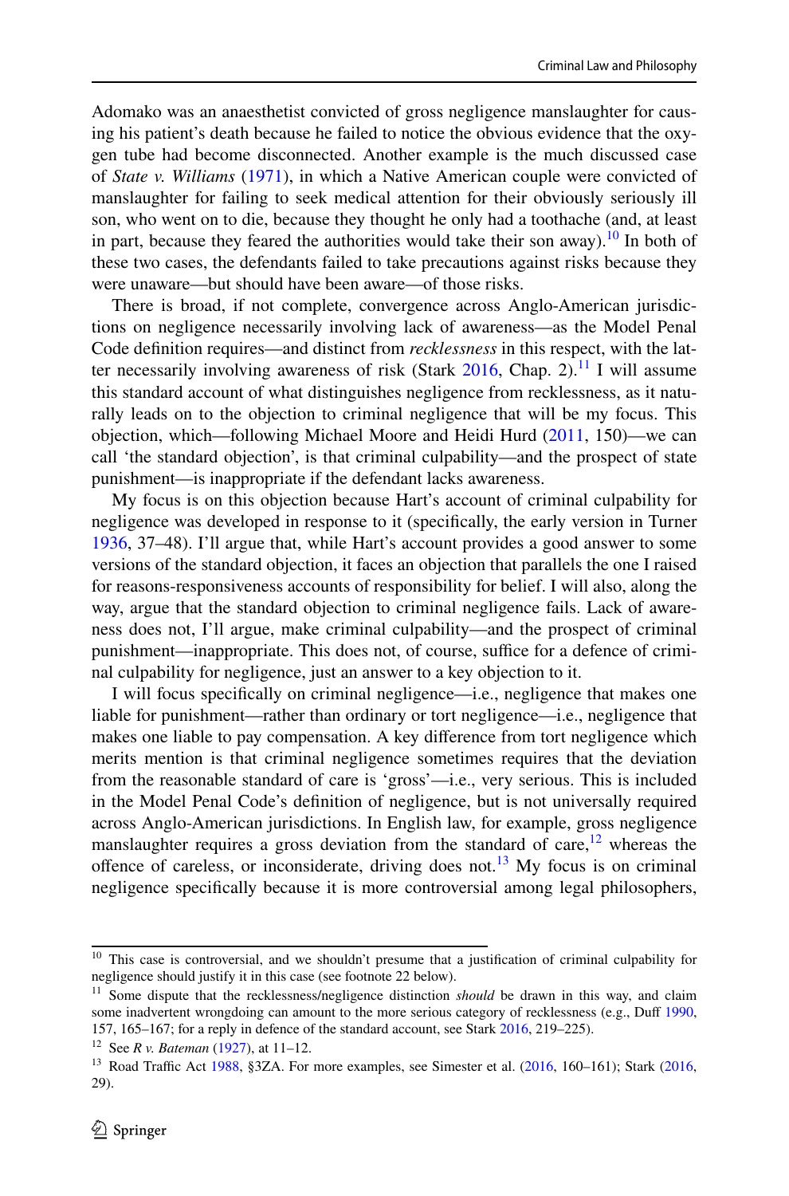Adomako was an anaesthetist convicted of gross negligence manslaughter for causing his patient's death because he failed to notice the obvious evidence that the oxygen tube had become disconnected. Another example is the much discussed case of *State v. Williams* (1971), in which a Native American couple were convicted of manslaughter for failing to seek medical attention for their obviously seriously ill son, who went on to die, because they thought he only had a toothache (and, at least in part, because they feared the authorities would take their son away).[10] In both of these two cases, the defendants failed to take precautions against risks because they were unaware—but should have been aware—of those risks.

There is broad, if not complete, convergence across Anglo-American jurisdictions on negligence necessarily involving lack of awareness—as the Model Penal Code definition requires—and distinct from *recklessness* in this respect, with the latter necessarily involving awareness of risk (Stark 2016, Chap. 2).[11] I will assume this standard account of what distinguishes negligence from recklessness, as it naturally leads on to the objection to criminal negligence that will be my focus. This objection, which—following Michael Moore and Heidi Hurd (2011, 150)—we can call 'the standard objection', is that criminal culpability—and the prospect of state punishment—is inappropriate if the defendant lacks awareness.

My focus is on this objection because Hart's account of criminal culpability for negligence was developed in response to it (specifically, the early version in Turner 1936, 37–48). I'll argue that, while Hart's account provides a good answer to some versions of the standard objection, it faces an objection that parallels the one I raised for reasons-responsiveness accounts of responsibility for belief. I will also, along the way, argue that the standard objection to criminal negligence fails. Lack of awareness does not, I'll argue, make criminal culpability—and the prospect of criminal punishment—inappropriate. This does not, of course, suffice for a defence of criminal culpability for negligence, just an answer to a key objection to it.

I will focus specifically on criminal negligence—i.e., negligence that makes one liable for punishment—rather than ordinary or tort negligence—i.e., negligence that makes one liable to pay compensation. A key difference from tort negligence which merits mention is that criminal negligence sometimes requires that the deviation from the reasonable standard of care is 'gross'—i.e., very serious. This is included in the Model Penal Code's definition of negligence, but is not universally required across Anglo-American jurisdictions. In English law, for example, gross negligence manslaughter requires a gross deviation from the standard of care,[12] whereas the offence of careless, or inconsiderate, driving does not.[13] My focus is on criminal negligence specifically because it is more controversial among legal philosophers,

---

[10] This case is controversial, and we shouldn't presume that a justification of criminal culpability for negligence should justify it in this case (see footnote 22 below).

[11] Some dispute that the recklessness/negligence distinction *should* be drawn in this way, and claim some inadvertent wrongdoing can amount to the more serious category of recklessness (e.g., Duff 1990, 157, 165–167; for a reply in defence of the standard account, see Stark 2016, 219–225).

[12] See *R v. Bateman* (1927), at 11–12.

[13] Road Traffic Act 1988, §3ZA. For more examples, see Simester et al. (2016, 160–161); Stark (2016, 29).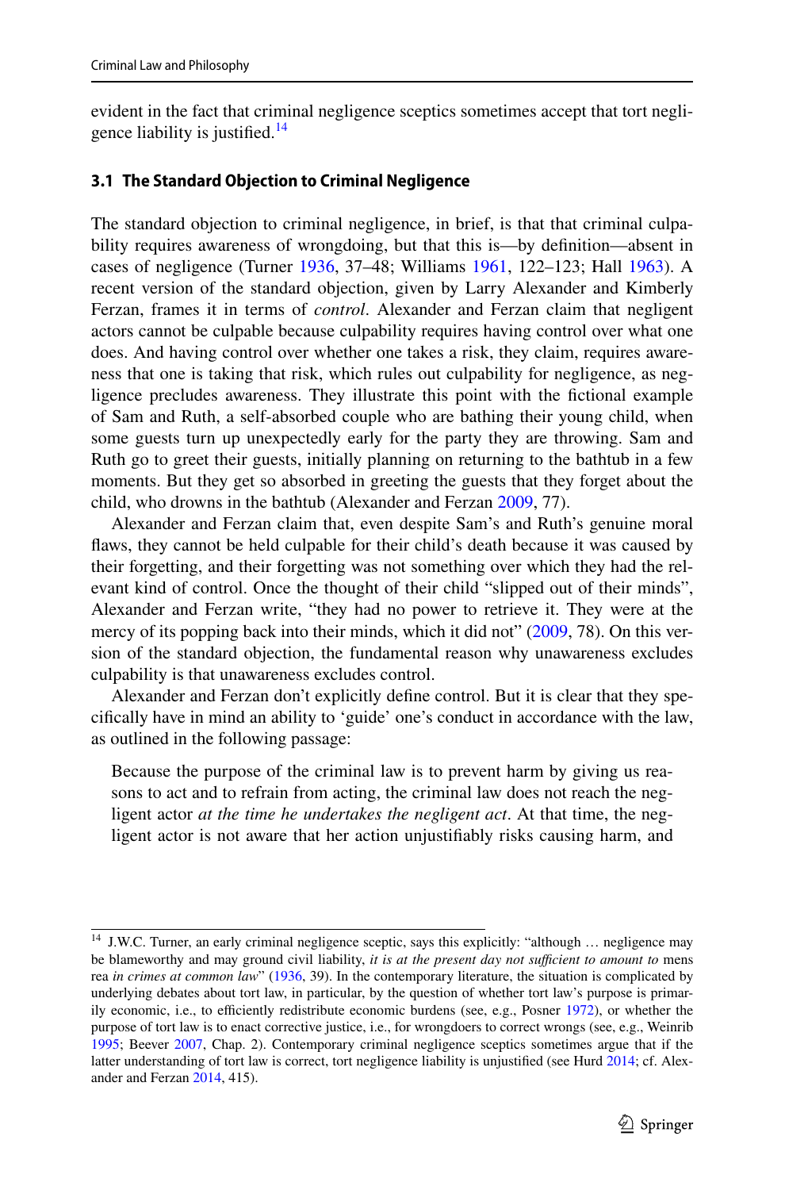evident in the fact that criminal negligence sceptics sometimes accept that tort negligence liability is justified.[14]

### 3.1 The Standard Objection to Criminal Negligence

The standard objection to criminal negligence, in brief, is that that criminal culpability requires awareness of wrongdoing, but that this is—by definition—absent in cases of negligence (Turner 1936, 37–48; Williams 1961, 122–123; Hall 1963). A recent version of the standard objection, given by Larry Alexander and Kimberly Ferzan, frames it in terms of *control*. Alexander and Ferzan claim that negligent actors cannot be culpable because culpability requires having control over what one does. And having control over whether one takes a risk, they claim, requires awareness that one is taking that risk, which rules out culpability for negligence, as negligence precludes awareness. They illustrate this point with the fictional example of Sam and Ruth, a self-absorbed couple who are bathing their young child, when some guests turn up unexpectedly early for the party they are throwing. Sam and Ruth go to greet their guests, initially planning on returning to the bathtub in a few moments. But they get so absorbed in greeting the guests that they forget about the child, who drowns in the bathtub (Alexander and Ferzan 2009, 77).

Alexander and Ferzan claim that, even despite Sam's and Ruth's genuine moral flaws, they cannot be held culpable for their child's death because it was caused by their forgetting, and their forgetting was not something over which they had the relevant kind of control. Once the thought of their child "slipped out of their minds", Alexander and Ferzan write, "they had no power to retrieve it. They were at the mercy of its popping back into their minds, which it did not" (2009, 78). On this version of the standard objection, the fundamental reason why unawareness excludes culpability is that unawareness excludes control.

Alexander and Ferzan don't explicitly define control. But it is clear that they specifically have in mind an ability to 'guide' one's conduct in accordance with the law, as outlined in the following passage:

> Because the purpose of the criminal law is to prevent harm by giving us reasons to act and to refrain from acting, the criminal law does not reach the negligent actor *at the time he undertakes the negligent act*. At that time, the negligent actor is not aware that her action unjustifiably risks causing harm, and

[14] J.W.C. Turner, an early criminal negligence sceptic, says this explicitly: "although … negligence may be blameworthy and may ground civil liability, *it is at the present day not sufficient to amount to* mens rea *in crimes at common law*" (1936, 39). In the contemporary literature, the situation is complicated by underlying debates about tort law, in particular, by the question of whether tort law's purpose is primarily economic, i.e., to efficiently redistribute economic burdens (see, e.g., Posner 1972), or whether the purpose of tort law is to enact corrective justice, i.e., for wrongdoers to correct wrongs (see, e.g., Weinrib 1995; Beever 2007, Chap. 2). Contemporary criminal negligence sceptics sometimes argue that if the latter understanding of tort law is correct, tort negligence liability is unjustified (see Hurd 2014; cf. Alexander and Ferzan 2014, 415).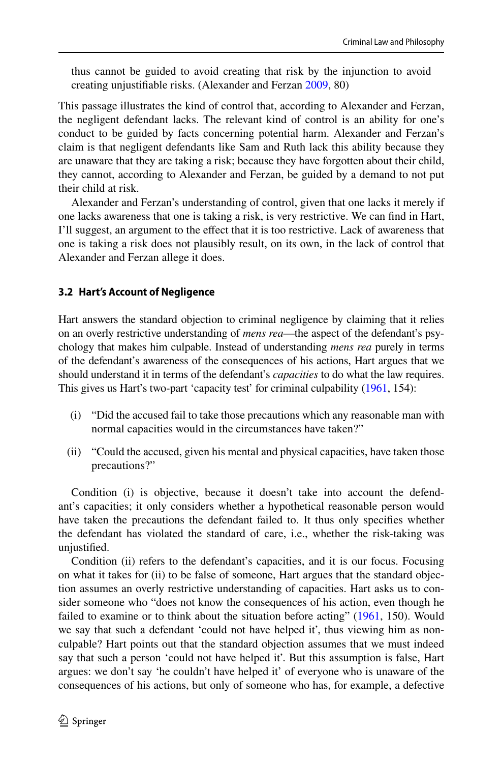thus cannot be guided to avoid creating that risk by the injunction to avoid creating unjustifiable risks. (Alexander and Ferzan 2009, 80)

This passage illustrates the kind of control that, according to Alexander and Ferzan, the negligent defendant lacks. The relevant kind of control is an ability for one's conduct to be guided by facts concerning potential harm. Alexander and Ferzan's claim is that negligent defendants like Sam and Ruth lack this ability because they are unaware that they are taking a risk; because they have forgotten about their child, they cannot, according to Alexander and Ferzan, be guided by a demand to not put their child at risk.

Alexander and Ferzan's understanding of control, given that one lacks it merely if one lacks awareness that one is taking a risk, is very restrictive. We can find in Hart, I'll suggest, an argument to the effect that it is too restrictive. Lack of awareness that one is taking a risk does not plausibly result, on its own, in the lack of control that Alexander and Ferzan allege it does.

### 3.2 Hart's Account of Negligence

Hart answers the standard objection to criminal negligence by claiming that it relies on an overly restrictive understanding of *mens rea*—the aspect of the defendant's psychology that makes him culpable. Instead of understanding *mens rea* purely in terms of the defendant's awareness of the consequences of his actions, Hart argues that we should understand it in terms of the defendant's *capacities* to do what the law requires. This gives us Hart's two-part 'capacity test' for criminal culpability (1961, 154):

(i) "Did the accused fail to take those precautions which any reasonable man with normal capacities would in the circumstances have taken?"

(ii) "Could the accused, given his mental and physical capacities, have taken those precautions?"

Condition (i) is objective, because it doesn't take into account the defendant's capacities; it only considers whether a hypothetical reasonable person would have taken the precautions the defendant failed to. It thus only specifies whether the defendant has violated the standard of care, i.e., whether the risk-taking was unjustified.

Condition (ii) refers to the defendant's capacities, and it is our focus. Focusing on what it takes for (ii) to be false of someone, Hart argues that the standard objection assumes an overly restrictive understanding of capacities. Hart asks us to consider someone who "does not know the consequences of his action, even though he failed to examine or to think about the situation before acting" (1961, 150). Would we say that such a defendant 'could not have helped it', thus viewing him as non-culpable? Hart points out that the standard objection assumes that we must indeed say that such a person 'could not have helped it'. But this assumption is false, Hart argues: we don't say 'he couldn't have helped it' of everyone who is unaware of the consequences of his actions, but only of someone who has, for example, a defective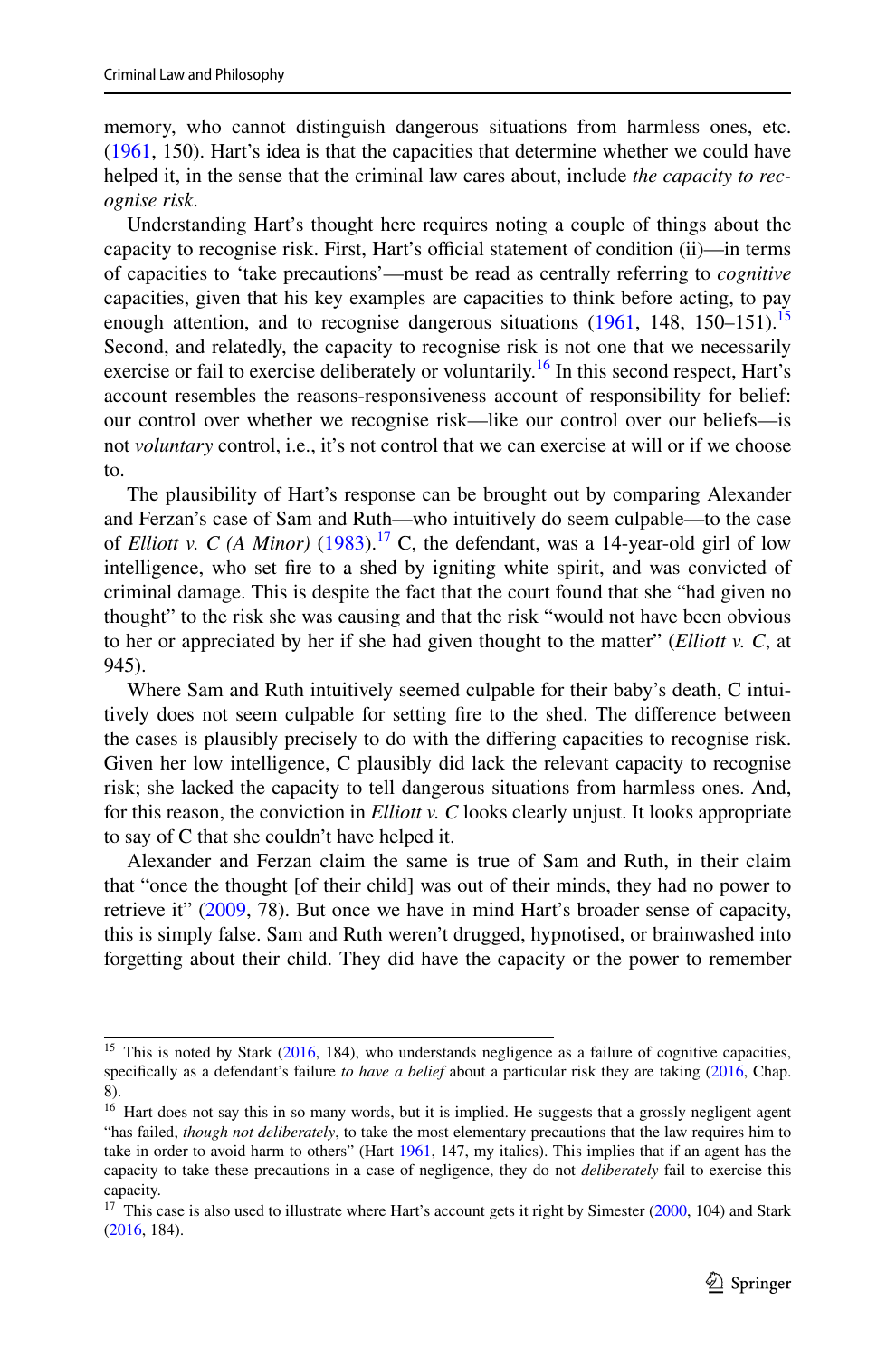memory, who cannot distinguish dangerous situations from harmless ones, etc. (1961, 150). Hart's idea is that the capacities that determine whether we could have helped it, in the sense that the criminal law cares about, include *the capacity to recognise risk*.

Understanding Hart's thought here requires noting a couple of things about the capacity to recognise risk. First, Hart's official statement of condition (ii)—in terms of capacities to 'take precautions'—must be read as centrally referring to *cognitive* capacities, given that his key examples are capacities to think before acting, to pay enough attention, and to recognise dangerous situations (1961, 148, 150–151).[15] Second, and relatedly, the capacity to recognise risk is not one that we necessarily exercise or fail to exercise deliberately or voluntarily.[16] In this second respect, Hart's account resembles the reasons-responsiveness account of responsibility for belief: our control over whether we recognise risk—like our control over our beliefs—is not *voluntary* control, i.e., it's not control that we can exercise at will or if we choose to.

The plausibility of Hart's response can be brought out by comparing Alexander and Ferzan's case of Sam and Ruth—who intuitively do seem culpable—to the case of *Elliott v. C (A Minor)* (1983).[17] C, the defendant, was a 14-year-old girl of low intelligence, who set fire to a shed by igniting white spirit, and was convicted of criminal damage. This is despite the fact that the court found that she "had given no thought" to the risk she was causing and that the risk "would not have been obvious to her or appreciated by her if she had given thought to the matter" (*Elliott v. C*, at 945).

Where Sam and Ruth intuitively seemed culpable for their baby's death, C intuitively does not seem culpable for setting fire to the shed. The difference between the cases is plausibly precisely to do with the differing capacities to recognise risk. Given her low intelligence, C plausibly did lack the relevant capacity to recognise risk; she lacked the capacity to tell dangerous situations from harmless ones. And, for this reason, the conviction in *Elliott v. C* looks clearly unjust. It looks appropriate to say of C that she couldn't have helped it.

Alexander and Ferzan claim the same is true of Sam and Ruth, in their claim that "once the thought [of their child] was out of their minds, they had no power to retrieve it" (2009, 78). But once we have in mind Hart's broader sense of capacity, this is simply false. Sam and Ruth weren't drugged, hypnotised, or brainwashed into forgetting about their child. They did have the capacity or the power to remember

---

[15] This is noted by Stark (2016, 184), who understands negligence as a failure of cognitive capacities, specifically as a defendant's failure *to have a belief* about a particular risk they are taking (2016, Chap. 8).

[16] Hart does not say this in so many words, but it is implied. He suggests that a grossly negligent agent "has failed, *though not deliberately*, to take the most elementary precautions that the law requires him to take in order to avoid harm to others" (Hart 1961, 147, my italics). This implies that if an agent has the capacity to take these precautions in a case of negligence, they do not *deliberately* fail to exercise this capacity.

[17] This case is also used to illustrate where Hart's account gets it right by Simester (2000, 104) and Stark (2016, 184).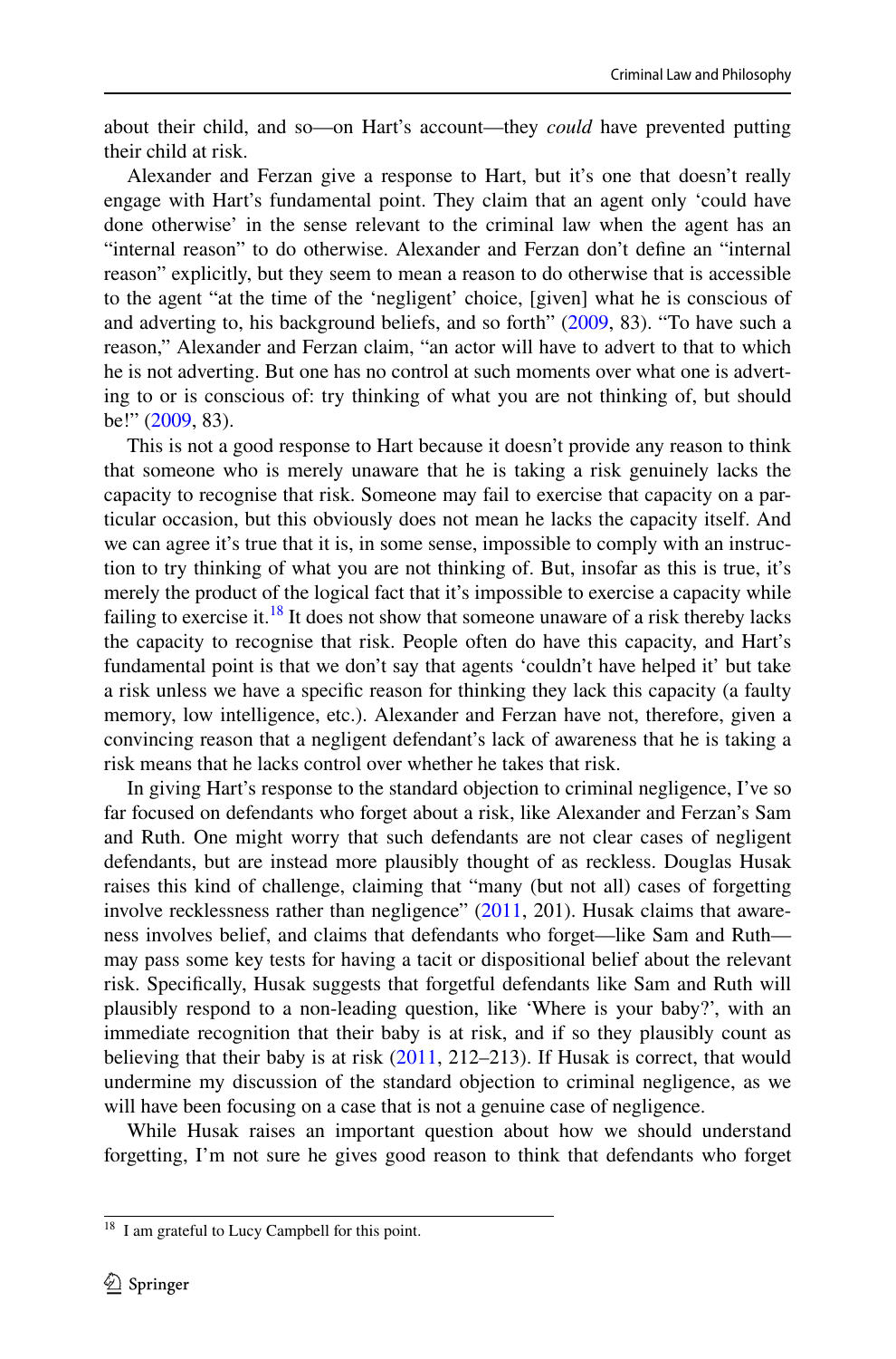about their child, and so—on Hart's account—they *could* have prevented putting their child at risk.

Alexander and Ferzan give a response to Hart, but it's one that doesn't really engage with Hart's fundamental point. They claim that an agent only 'could have done otherwise' in the sense relevant to the criminal law when the agent has an "internal reason" to do otherwise. Alexander and Ferzan don't define an "internal reason" explicitly, but they seem to mean a reason to do otherwise that is accessible to the agent "at the time of the 'negligent' choice, [given] what he is conscious of and adverting to, his background beliefs, and so forth" (2009, 83). "To have such a reason," Alexander and Ferzan claim, "an actor will have to advert to that to which he is not adverting. But one has no control at such moments over what one is adverting to or is conscious of: try thinking of what you are not thinking of, but should be!" (2009, 83).

This is not a good response to Hart because it doesn't provide any reason to think that someone who is merely unaware that he is taking a risk genuinely lacks the capacity to recognise that risk. Someone may fail to exercise that capacity on a particular occasion, but this obviously does not mean he lacks the capacity itself. And we can agree it's true that it is, in some sense, impossible to comply with an instruction to try thinking of what you are not thinking of. But, insofar as this is true, it's merely the product of the logical fact that it's impossible to exercise a capacity while failing to exercise it.[18] It does not show that someone unaware of a risk thereby lacks the capacity to recognise that risk. People often do have this capacity, and Hart's fundamental point is that we don't say that agents 'couldn't have helped it' but take a risk unless we have a specific reason for thinking they lack this capacity (a faulty memory, low intelligence, etc.). Alexander and Ferzan have not, therefore, given a convincing reason that a negligent defendant's lack of awareness that he is taking a risk means that he lacks control over whether he takes that risk.

In giving Hart's response to the standard objection to criminal negligence, I've so far focused on defendants who forget about a risk, like Alexander and Ferzan's Sam and Ruth. One might worry that such defendants are not clear cases of negligent defendants, but are instead more plausibly thought of as reckless. Douglas Husak raises this kind of challenge, claiming that "many (but not all) cases of forgetting involve recklessness rather than negligence" (2011, 201). Husak claims that awareness involves belief, and claims that defendants who forget—like Sam and Ruth—may pass some key tests for having a tacit or dispositional belief about the relevant risk. Specifically, Husak suggests that forgetful defendants like Sam and Ruth will plausibly respond to a non-leading question, like 'Where is your baby?', with an immediate recognition that their baby is at risk, and if so they plausibly count as believing that their baby is at risk (2011, 212–213). If Husak is correct, that would undermine my discussion of the standard objection to criminal negligence, as we will have been focusing on a case that is not a genuine case of negligence.

While Husak raises an important question about how we should understand forgetting, I'm not sure he gives good reason to think that defendants who forget

[18] I am grateful to Lucy Campbell for this point.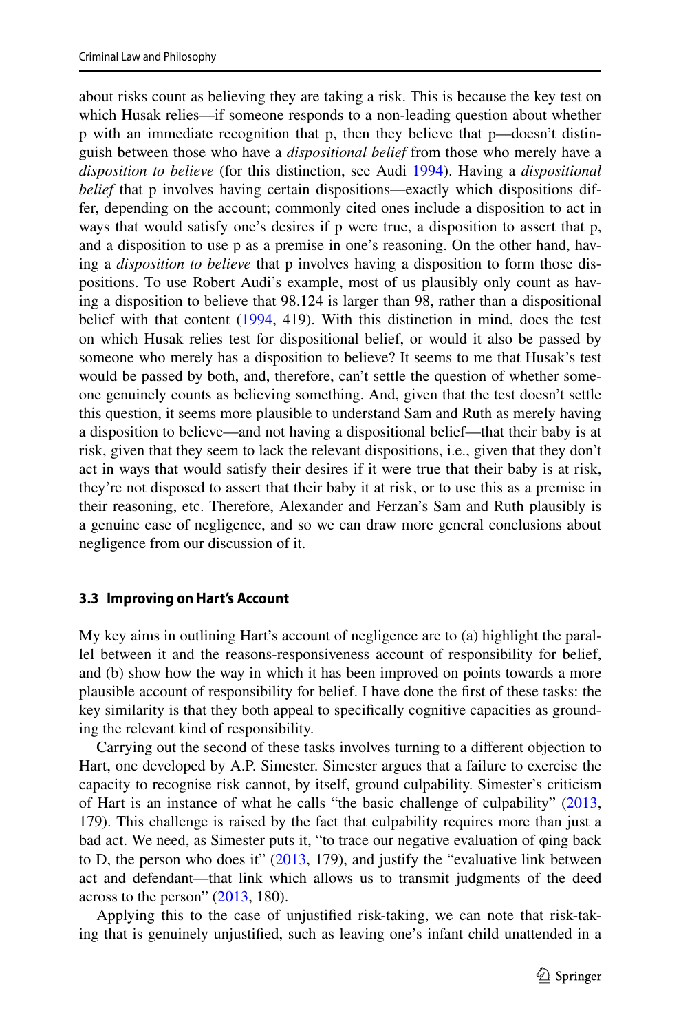about risks count as believing they are taking a risk. This is because the key test on which Husak relies—if someone responds to a non-leading question about whether p with an immediate recognition that p, then they believe that p—doesn't distinguish between those who have a *dispositional belief* from those who merely have a *disposition to believe* (for this distinction, see Audi 1994). Having a *dispositional belief* that p involves having certain dispositions—exactly which dispositions differ, depending on the account; commonly cited ones include a disposition to act in ways that would satisfy one's desires if p were true, a disposition to assert that p, and a disposition to use p as a premise in one's reasoning. On the other hand, having a *disposition to believe* that p involves having a disposition to form those dispositions. To use Robert Audi's example, most of us plausibly only count as having a disposition to believe that 98.124 is larger than 98, rather than a dispositional belief with that content (1994, 419). With this distinction in mind, does the test on which Husak relies test for dispositional belief, or would it also be passed by someone who merely has a disposition to believe? It seems to me that Husak's test would be passed by both, and, therefore, can't settle the question of whether someone genuinely counts as believing something. And, given that the test doesn't settle this question, it seems more plausible to understand Sam and Ruth as merely having a disposition to believe—and not having a dispositional belief—that their baby is at risk, given that they seem to lack the relevant dispositions, i.e., given that they don't act in ways that would satisfy their desires if it were true that their baby is at risk, they're not disposed to assert that their baby it at risk, or to use this as a premise in their reasoning, etc. Therefore, Alexander and Ferzan's Sam and Ruth plausibly is a genuine case of negligence, and so we can draw more general conclusions about negligence from our discussion of it.

### 3.3 Improving on Hart's Account

My key aims in outlining Hart's account of negligence are to (a) highlight the parallel between it and the reasons-responsiveness account of responsibility for belief, and (b) show how the way in which it has been improved on points towards a more plausible account of responsibility for belief. I have done the first of these tasks: the key similarity is that they both appeal to specifically cognitive capacities as grounding the relevant kind of responsibility.

Carrying out the second of these tasks involves turning to a different objection to Hart, one developed by A.P. Simester. Simester argues that a failure to exercise the capacity to recognise risk cannot, by itself, ground culpability. Simester's criticism of Hart is an instance of what he calls "the basic challenge of culpability" (2013, 179). This challenge is raised by the fact that culpability requires more than just a bad act. We need, as Simester puts it, "to trace our negative evaluation of φing back to D, the person who does it" (2013, 179), and justify the "evaluative link between act and defendant—that link which allows us to transmit judgments of the deed across to the person" (2013, 180).

Applying this to the case of unjustified risk-taking, we can note that risk-taking that is genuinely unjustified, such as leaving one's infant child unattended in a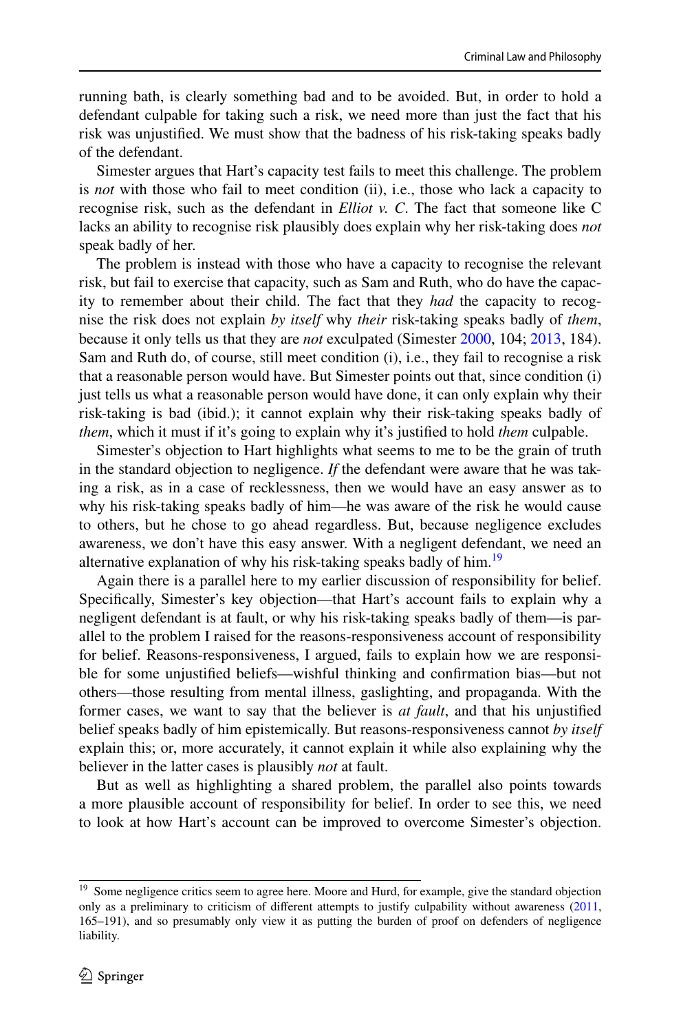running bath, is clearly something bad and to be avoided. But, in order to hold a defendant culpable for taking such a risk, we need more than just the fact that his risk was unjustified. We must show that the badness of his risk-taking speaks badly of the defendant.

Simester argues that Hart's capacity test fails to meet this challenge. The problem is *not* with those who fail to meet condition (ii), i.e., those who lack a capacity to recognise risk, such as the defendant in *Elliot v. C*. The fact that someone like C lacks an ability to recognise risk plausibly does explain why her risk-taking does *not* speak badly of her.

The problem is instead with those who have a capacity to recognise the relevant risk, but fail to exercise that capacity, such as Sam and Ruth, who do have the capacity to remember about their child. The fact that they *had* the capacity to recognise the risk does not explain *by itself* why *their* risk-taking speaks badly of *them*, because it only tells us that they are *not* exculpated (Simester 2000, 104; 2013, 184). Sam and Ruth do, of course, still meet condition (i), i.e., they fail to recognise a risk that a reasonable person would have. But Simester points out that, since condition (i) just tells us what a reasonable person would have done, it can only explain why their risk-taking is bad (ibid.); it cannot explain why their risk-taking speaks badly of *them*, which it must if it's going to explain why it's justified to hold *them* culpable.

Simester's objection to Hart highlights what seems to me to be the grain of truth in the standard objection to negligence. *If* the defendant were aware that he was taking a risk, as in a case of recklessness, then we would have an easy answer as to why his risk-taking speaks badly of him—he was aware of the risk he would cause to others, but he chose to go ahead regardless. But, because negligence excludes awareness, we don't have this easy answer. With a negligent defendant, we need an alternative explanation of why his risk-taking speaks badly of him.[19]

Again there is a parallel here to my earlier discussion of responsibility for belief. Specifically, Simester's key objection—that Hart's account fails to explain why a negligent defendant is at fault, or why his risk-taking speaks badly of them—is parallel to the problem I raised for the reasons-responsiveness account of responsibility for belief. Reasons-responsiveness, I argued, fails to explain how we are responsible for some unjustified beliefs—wishful thinking and confirmation bias—but not others—those resulting from mental illness, gaslighting, and propaganda. With the former cases, we want to say that the believer is *at fault*, and that his unjustified belief speaks badly of him epistemically. But reasons-responsiveness cannot *by itself* explain this; or, more accurately, it cannot explain it while also explaining why the believer in the latter cases is plausibly *not* at fault.

But as well as highlighting a shared problem, the parallel also points towards a more plausible account of responsibility for belief. In order to see this, we need to look at how Hart's account can be improved to overcome Simester's objection.

[19] Some negligence critics seem to agree here. Moore and Hurd, for example, give the standard objection only as a preliminary to criticism of different attempts to justify culpability without awareness (2011, 165–191), and so presumably only view it as putting the burden of proof on defenders of negligence liability.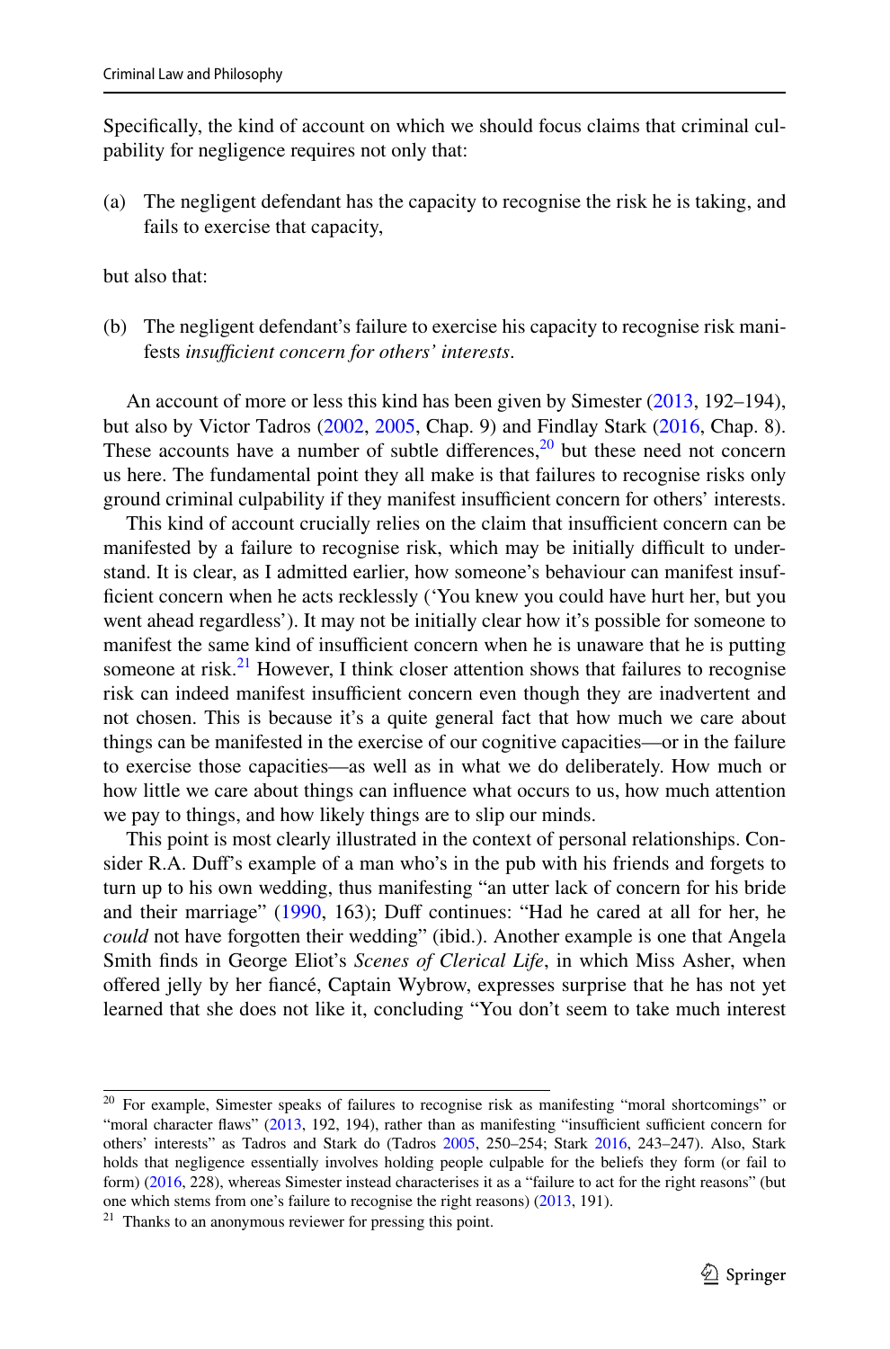Specifically, the kind of account on which we should focus claims that criminal culpability for negligence requires not only that:

(a) The negligent defendant has the capacity to recognise the risk he is taking, and fails to exercise that capacity,

but also that:

(b) The negligent defendant's failure to exercise his capacity to recognise risk manifests *insufficient concern for others' interests*.

An account of more or less this kind has been given by Simester (2013, 192–194), but also by Victor Tadros (2002, 2005, Chap. 9) and Findlay Stark (2016, Chap. 8). These accounts have a number of subtle differences,[20] but these need not concern us here. The fundamental point they all make is that failures to recognise risks only ground criminal culpability if they manifest insufficient concern for others' interests.

This kind of account crucially relies on the claim that insufficient concern can be manifested by a failure to recognise risk, which may be initially difficult to understand. It is clear, as I admitted earlier, how someone's behaviour can manifest insufficient concern when he acts recklessly ('You knew you could have hurt her, but you went ahead regardless'). It may not be initially clear how it's possible for someone to manifest the same kind of insufficient concern when he is unaware that he is putting someone at risk.[21] However, I think closer attention shows that failures to recognise risk can indeed manifest insufficient concern even though they are inadvertent and not chosen. This is because it's a quite general fact that how much we care about things can be manifested in the exercise of our cognitive capacities—or in the failure to exercise those capacities—as well as in what we do deliberately. How much or how little we care about things can influence what occurs to us, how much attention we pay to things, and how likely things are to slip our minds.

This point is most clearly illustrated in the context of personal relationships. Consider R.A. Duff's example of a man who's in the pub with his friends and forgets to turn up to his own wedding, thus manifesting "an utter lack of concern for his bride and their marriage" (1990, 163); Duff continues: "Had he cared at all for her, he *could* not have forgotten their wedding" (ibid.). Another example is one that Angela Smith finds in George Eliot's *Scenes of Clerical Life*, in which Miss Asher, when offered jelly by her fiancé, Captain Wybrow, expresses surprise that he has not yet learned that she does not like it, concluding "You don't seem to take much interest

---

[20] For example, Simester speaks of failures to recognise risk as manifesting "moral shortcomings" or "moral character flaws" (2013, 192, 194), rather than as manifesting "insufficient sufficient concern for others' interests" as Tadros and Stark do (Tadros 2005, 250–254; Stark 2016, 243–247). Also, Stark holds that negligence essentially involves holding people culpable for the beliefs they form (or fail to form) (2016, 228), whereas Simester instead characterises it as a "failure to act for the right reasons" (but one which stems from one's failure to recognise the right reasons) (2013, 191).

[21] Thanks to an anonymous reviewer for pressing this point.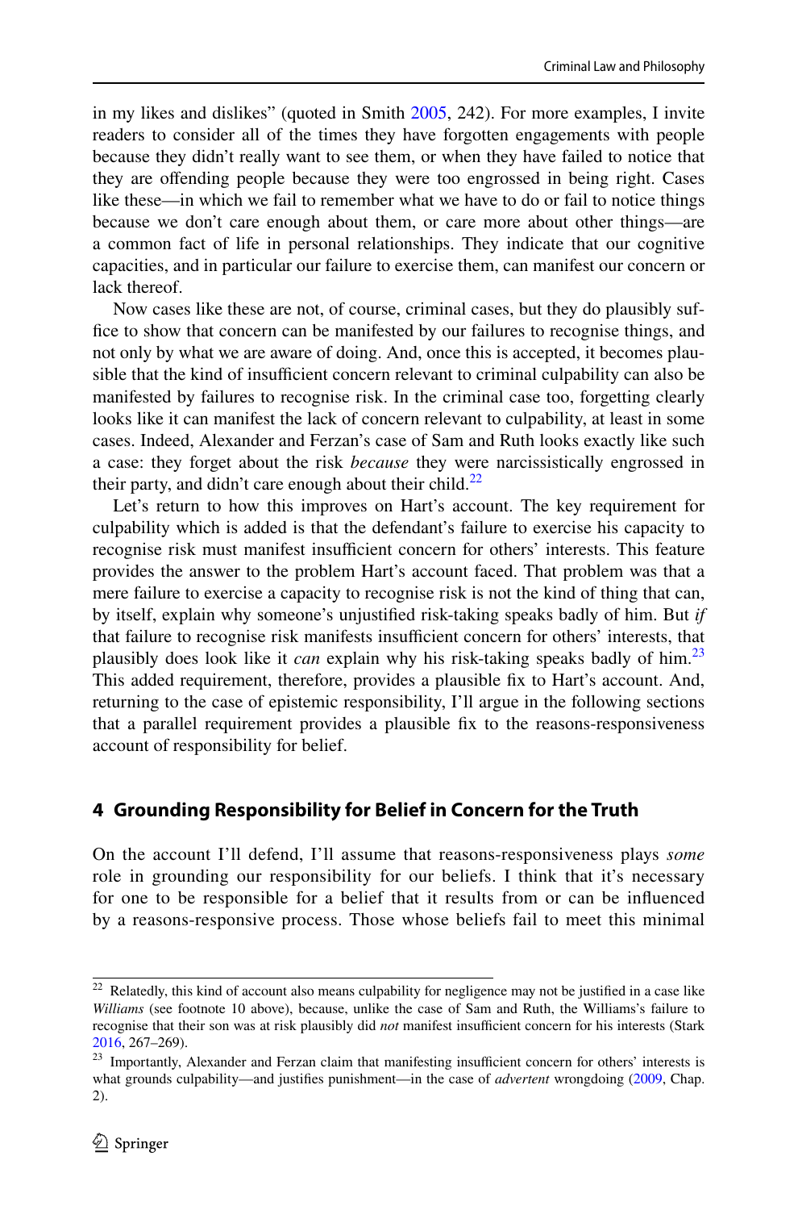in my likes and dislikes" (quoted in Smith 2005, 242). For more examples, I invite readers to consider all of the times they have forgotten engagements with people because they didn't really want to see them, or when they have failed to notice that they are offending people because they were too engrossed in being right. Cases like these—in which we fail to remember what we have to do or fail to notice things because we don't care enough about them, or care more about other things—are a common fact of life in personal relationships. They indicate that our cognitive capacities, and in particular our failure to exercise them, can manifest our concern or lack thereof.

Now cases like these are not, of course, criminal cases, but they do plausibly suffice to show that concern can be manifested by our failures to recognise things, and not only by what we are aware of doing. And, once this is accepted, it becomes plausible that the kind of insufficient concern relevant to criminal culpability can also be manifested by failures to recognise risk. In the criminal case too, forgetting clearly looks like it can manifest the lack of concern relevant to culpability, at least in some cases. Indeed, Alexander and Ferzan's case of Sam and Ruth looks exactly like such a case: they forget about the risk *because* they were narcissistically engrossed in their party, and didn't care enough about their child.[22]

Let's return to how this improves on Hart's account. The key requirement for culpability which is added is that the defendant's failure to exercise his capacity to recognise risk must manifest insufficient concern for others' interests. This feature provides the answer to the problem Hart's account faced. That problem was that a mere failure to exercise a capacity to recognise risk is not the kind of thing that can, by itself, explain why someone's unjustified risk-taking speaks badly of him. But *if* that failure to recognise risk manifests insufficient concern for others' interests, that plausibly does look like it *can* explain why his risk-taking speaks badly of him.[23] This added requirement, therefore, provides a plausible fix to Hart's account. And, returning to the case of epistemic responsibility, I'll argue in the following sections that a parallel requirement provides a plausible fix to the reasons-responsiveness account of responsibility for belief.

## 4 Grounding Responsibility for Belief in Concern for the Truth

On the account I'll defend, I'll assume that reasons-responsiveness plays *some* role in grounding our responsibility for our beliefs. I think that it's necessary for one to be responsible for a belief that it results from or can be influenced by a reasons-responsive process. Those whose beliefs fail to meet this minimal

---

[22] Relatedly, this kind of account also means culpability for negligence may not be justified in a case like *Williams* (see footnote 10 above), because, unlike the case of Sam and Ruth, the Williams's failure to recognise that their son was at risk plausibly did *not* manifest insufficient concern for his interests (Stark 2016, 267–269).

[23] Importantly, Alexander and Ferzan claim that manifesting insufficient concern for others' interests is what grounds culpability—and justifies punishment—in the case of *advertent* wrongdoing (2009, Chap. 2).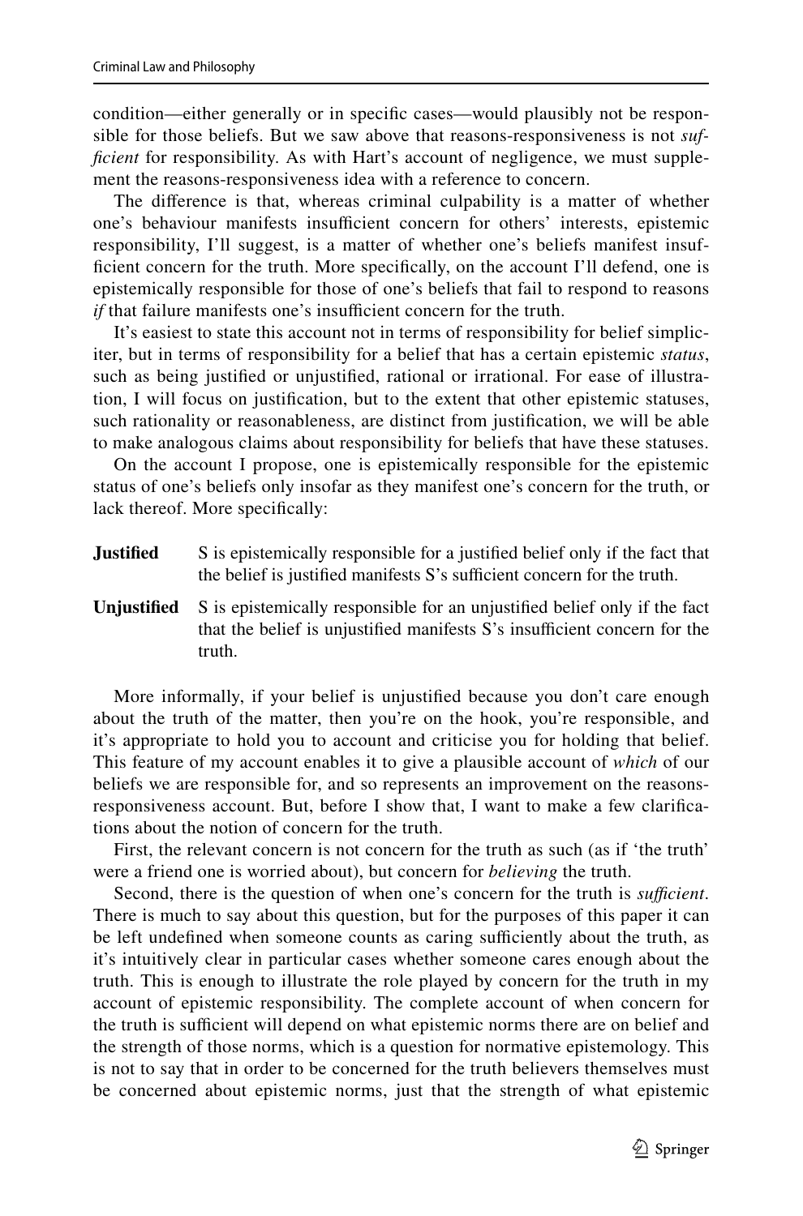condition—either generally or in specific cases—would plausibly not be responsible for those beliefs. But we saw above that reasons-responsiveness is not *sufficient* for responsibility. As with Hart's account of negligence, we must supplement the reasons-responsiveness idea with a reference to concern.

The difference is that, whereas criminal culpability is a matter of whether one's behaviour manifests insufficient concern for others' interests, epistemic responsibility, I'll suggest, is a matter of whether one's beliefs manifest insufficient concern for the truth. More specifically, on the account I'll defend, one is epistemically responsible for those of one's beliefs that fail to respond to reasons *if* that failure manifests one's insufficient concern for the truth.

It's easiest to state this account not in terms of responsibility for belief simpliciter, but in terms of responsibility for a belief that has a certain epistemic *status*, such as being justified or unjustified, rational or irrational. For ease of illustration, I will focus on justification, but to the extent that other epistemic statuses, such rationality or reasonableness, are distinct from justification, we will be able to make analogous claims about responsibility for beliefs that have these statuses.

On the account I propose, one is epistemically responsible for the epistemic status of one's beliefs only insofar as they manifest one's concern for the truth, or lack thereof. More specifically:

**Justified** S is epistemically responsible for a justified belief only if the fact that the belief is justified manifests S's sufficient concern for the truth.

**Unjustified** S is epistemically responsible for an unjustified belief only if the fact that the belief is unjustified manifests S's insufficient concern for the truth.

More informally, if your belief is unjustified because you don't care enough about the truth of the matter, then you're on the hook, you're responsible, and it's appropriate to hold you to account and criticise you for holding that belief. This feature of my account enables it to give a plausible account of *which* of our beliefs we are responsible for, and so represents an improvement on the reasons-responsiveness account. But, before I show that, I want to make a few clarifications about the notion of concern for the truth.

First, the relevant concern is not concern for the truth as such (as if 'the truth' were a friend one is worried about), but concern for *believing* the truth.

Second, there is the question of when one's concern for the truth is *sufficient*. There is much to say about this question, but for the purposes of this paper it can be left undefined when someone counts as caring sufficiently about the truth, as it's intuitively clear in particular cases whether someone cares enough about the truth. This is enough to illustrate the role played by concern for the truth in my account of epistemic responsibility. The complete account of when concern for the truth is sufficient will depend on what epistemic norms there are on belief and the strength of those norms, which is a question for normative epistemology. This is not to say that in order to be concerned for the truth believers themselves must be concerned about epistemic norms, just that the strength of what epistemic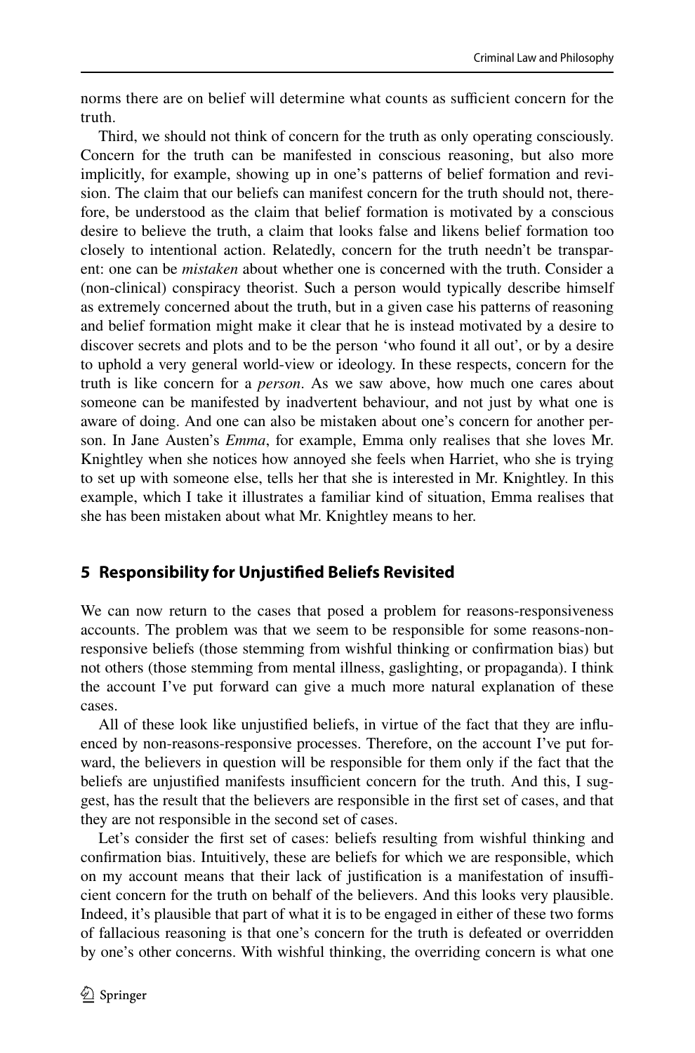norms there are on belief will determine what counts as sufficient concern for the truth.

Third, we should not think of concern for the truth as only operating consciously. Concern for the truth can be manifested in conscious reasoning, but also more implicitly, for example, showing up in one's patterns of belief formation and revision. The claim that our beliefs can manifest concern for the truth should not, therefore, be understood as the claim that belief formation is motivated by a conscious desire to believe the truth, a claim that looks false and likens belief formation too closely to intentional action. Relatedly, concern for the truth needn't be transparent: one can be *mistaken* about whether one is concerned with the truth. Consider a (non-clinical) conspiracy theorist. Such a person would typically describe himself as extremely concerned about the truth, but in a given case his patterns of reasoning and belief formation might make it clear that he is instead motivated by a desire to discover secrets and plots and to be the person 'who found it all out', or by a desire to uphold a very general world-view or ideology. In these respects, concern for the truth is like concern for a *person*. As we saw above, how much one cares about someone can be manifested by inadvertent behaviour, and not just by what one is aware of doing. And one can also be mistaken about one's concern for another person. In Jane Austen's *Emma*, for example, Emma only realises that she loves Mr. Knightley when she notices how annoyed she feels when Harriet, who she is trying to set up with someone else, tells her that she is interested in Mr. Knightley. In this example, which I take it illustrates a familiar kind of situation, Emma realises that she has been mistaken about what Mr. Knightley means to her.

## 5 Responsibility for Unjustified Beliefs Revisited

We can now return to the cases that posed a problem for reasons-responsiveness accounts. The problem was that we seem to be responsible for some reasons-non-responsive beliefs (those stemming from wishful thinking or confirmation bias) but not others (those stemming from mental illness, gaslighting, or propaganda). I think the account I've put forward can give a much more natural explanation of these cases.

All of these look like unjustified beliefs, in virtue of the fact that they are influenced by non-reasons-responsive processes. Therefore, on the account I've put forward, the believers in question will be responsible for them only if the fact that the beliefs are unjustified manifests insufficient concern for the truth. And this, I suggest, has the result that the believers are responsible in the first set of cases, and that they are not responsible in the second set of cases.

Let's consider the first set of cases: beliefs resulting from wishful thinking and confirmation bias. Intuitively, these are beliefs for which we are responsible, which on my account means that their lack of justification is a manifestation of insufficient concern for the truth on behalf of the believers. And this looks very plausible. Indeed, it's plausible that part of what it is to be engaged in either of these two forms of fallacious reasoning is that one's concern for the truth is defeated or overridden by one's other concerns. With wishful thinking, the overriding concern is what one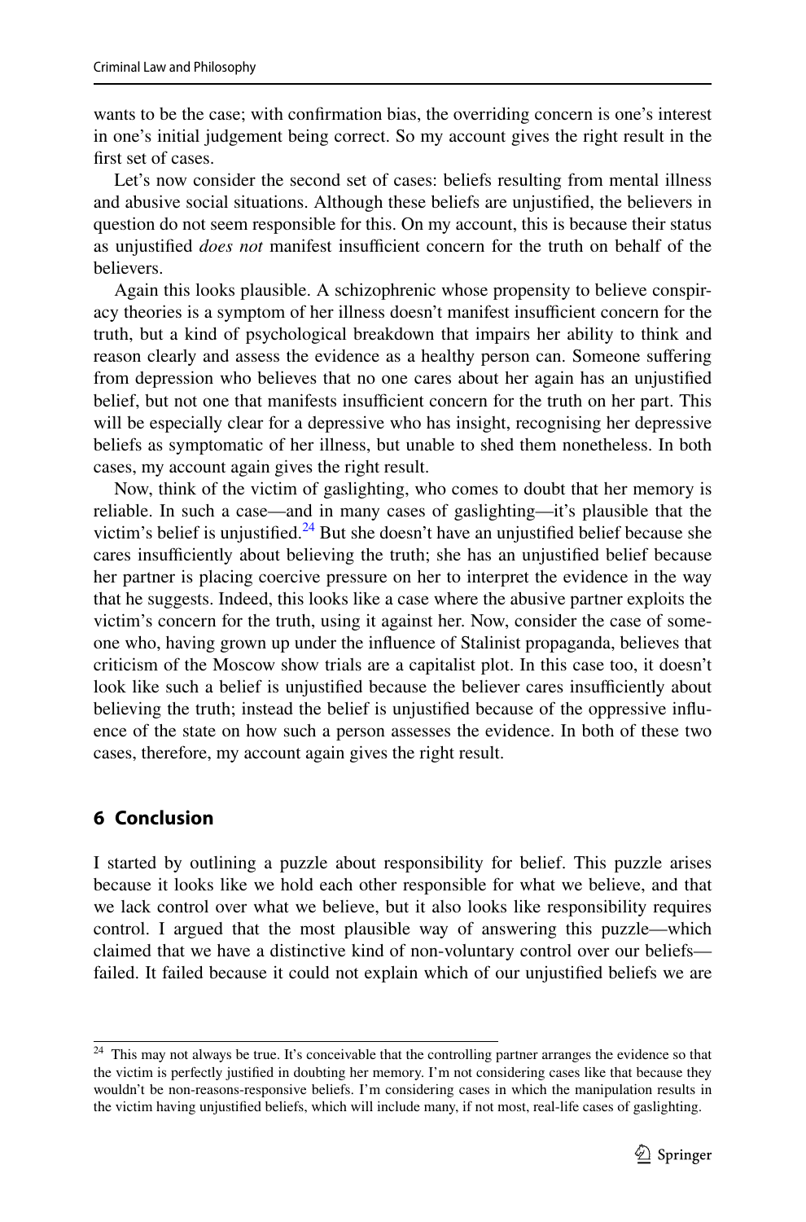wants to be the case; with confirmation bias, the overriding concern is one's interest in one's initial judgement being correct. So my account gives the right result in the first set of cases.

Let's now consider the second set of cases: beliefs resulting from mental illness and abusive social situations. Although these beliefs are unjustified, the believers in question do not seem responsible for this. On my account, this is because their status as unjustified *does not* manifest insufficient concern for the truth on behalf of the believers.

Again this looks plausible. A schizophrenic whose propensity to believe conspiracy theories is a symptom of her illness doesn't manifest insufficient concern for the truth, but a kind of psychological breakdown that impairs her ability to think and reason clearly and assess the evidence as a healthy person can. Someone suffering from depression who believes that no one cares about her again has an unjustified belief, but not one that manifests insufficient concern for the truth on her part. This will be especially clear for a depressive who has insight, recognising her depressive beliefs as symptomatic of her illness, but unable to shed them nonetheless. In both cases, my account again gives the right result.

Now, think of the victim of gaslighting, who comes to doubt that her memory is reliable. In such a case—and in many cases of gaslighting—it's plausible that the victim's belief is unjustified.[24] But she doesn't have an unjustified belief because she cares insufficiently about believing the truth; she has an unjustified belief because her partner is placing coercive pressure on her to interpret the evidence in the way that he suggests. Indeed, this looks like a case where the abusive partner exploits the victim's concern for the truth, using it against her. Now, consider the case of someone who, having grown up under the influence of Stalinist propaganda, believes that criticism of the Moscow show trials are a capitalist plot. In this case too, it doesn't look like such a belief is unjustified because the believer cares insufficiently about believing the truth; instead the belief is unjustified because of the oppressive influence of the state on how such a person assesses the evidence. In both of these two cases, therefore, my account again gives the right result.

## 6 Conclusion

I started by outlining a puzzle about responsibility for belief. This puzzle arises because it looks like we hold each other responsible for what we believe, and that we lack control over what we believe, but it also looks like responsibility requires control. I argued that the most plausible way of answering this puzzle—which claimed that we have a distinctive kind of non-voluntary control over our beliefs—failed. It failed because it could not explain which of our unjustified beliefs we are

[24] This may not always be true. It's conceivable that the controlling partner arranges the evidence so that the victim is perfectly justified in doubting her memory. I'm not considering cases like that because they wouldn't be non-reasons-responsive beliefs. I'm considering cases in which the manipulation results in the victim having unjustified beliefs, which will include many, if not most, real-life cases of gaslighting.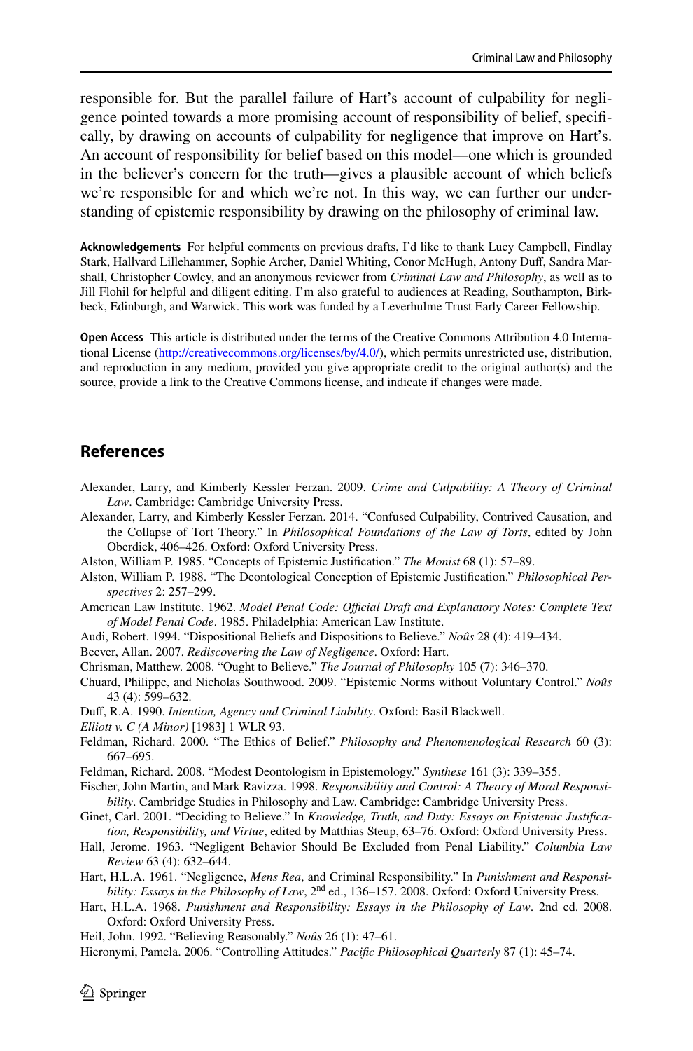responsible for. But the parallel failure of Hart's account of culpability for negligence pointed towards a more promising account of responsibility of belief, specifically, by drawing on accounts of culpability for negligence that improve on Hart's. An account of responsibility for belief based on this model—one which is grounded in the believer's concern for the truth—gives a plausible account of which beliefs we're responsible for and which we're not. In this way, we can further our understanding of epistemic responsibility by drawing on the philosophy of criminal law.

**Acknowledgements** For helpful comments on previous drafts, I'd like to thank Lucy Campbell, Findlay Stark, Hallvard Lillehammer, Sophie Archer, Daniel Whiting, Conor McHugh, Antony Duff, Sandra Marshall, Christopher Cowley, and an anonymous reviewer from *Criminal Law and Philosophy*, as well as to Jill Flohil for helpful and diligent editing. I'm also grateful to audiences at Reading, Southampton, Birkbeck, Edinburgh, and Warwick. This work was funded by a Leverhulme Trust Early Career Fellowship.

**Open Access** This article is distributed under the terms of the Creative Commons Attribution 4.0 International License (http://creativecommons.org/licenses/by/4.0/), which permits unrestricted use, distribution, and reproduction in any medium, provided you give appropriate credit to the original author(s) and the source, provide a link to the Creative Commons license, and indicate if changes were made.

## References

Alexander, Larry, and Kimberly Kessler Ferzan. 2009. *Crime and Culpability: A Theory of Criminal Law*. Cambridge: Cambridge University Press.

Alexander, Larry, and Kimberly Kessler Ferzan. 2014. "Confused Culpability, Contrived Causation, and the Collapse of Tort Theory." In *Philosophical Foundations of the Law of Torts*, edited by John Oberdiek, 406–426. Oxford: Oxford University Press.

Alston, William P. 1985. "Concepts of Epistemic Justification." *The Monist* 68 (1): 57–89.

Alston, William P. 1988. "The Deontological Conception of Epistemic Justification." *Philosophical Perspectives* 2: 257–299.

American Law Institute. 1962. *Model Penal Code: Official Draft and Explanatory Notes: Complete Text of Model Penal Code*. 1985. Philadelphia: American Law Institute.

Audi, Robert. 1994. "Dispositional Beliefs and Dispositions to Believe." *Noûs* 28 (4): 419–434.

Beever, Allan. 2007. *Rediscovering the Law of Negligence*. Oxford: Hart.

Chrisman, Matthew. 2008. "Ought to Believe." *The Journal of Philosophy* 105 (7): 346–370.

Chuard, Philippe, and Nicholas Southwood. 2009. "Epistemic Norms without Voluntary Control." *Noûs* 43 (4): 599–632.

Duff, R.A. 1990. *Intention, Agency and Criminal Liability*. Oxford: Basil Blackwell.

*Elliott v. C (A Minor)* [1983] 1 WLR 93.

Feldman, Richard. 2000. "The Ethics of Belief." *Philosophy and Phenomenological Research* 60 (3): 667–695.

Feldman, Richard. 2008. "Modest Deontologism in Epistemology." *Synthese* 161 (3): 339–355.

Fischer, John Martin, and Mark Ravizza. 1998. *Responsibility and Control: A Theory of Moral Responsibility*. Cambridge Studies in Philosophy and Law. Cambridge: Cambridge University Press.

Ginet, Carl. 2001. "Deciding to Believe." In *Knowledge, Truth, and Duty: Essays on Epistemic Justification, Responsibility, and Virtue*, edited by Matthias Steup, 63–76. Oxford: Oxford University Press.

Hall, Jerome. 1963. "Negligent Behavior Should Be Excluded from Penal Liability." *Columbia Law Review* 63 (4): 632–644.

Hart, H.L.A. 1961. "Negligence, *Mens Rea*, and Criminal Responsibility." In *Punishment and Responsibility: Essays in the Philosophy of Law*, 2nd ed., 136–157. 2008. Oxford: Oxford University Press.

Hart, H.L.A. 1968. *Punishment and Responsibility: Essays in the Philosophy of Law*. 2nd ed. 2008. Oxford: Oxford University Press.

Heil, John. 1992. "Believing Reasonably." *Noûs* 26 (1): 47–61.

Hieronymi, Pamela. 2006. "Controlling Attitudes." *Pacific Philosophical Quarterly* 87 (1): 45–74.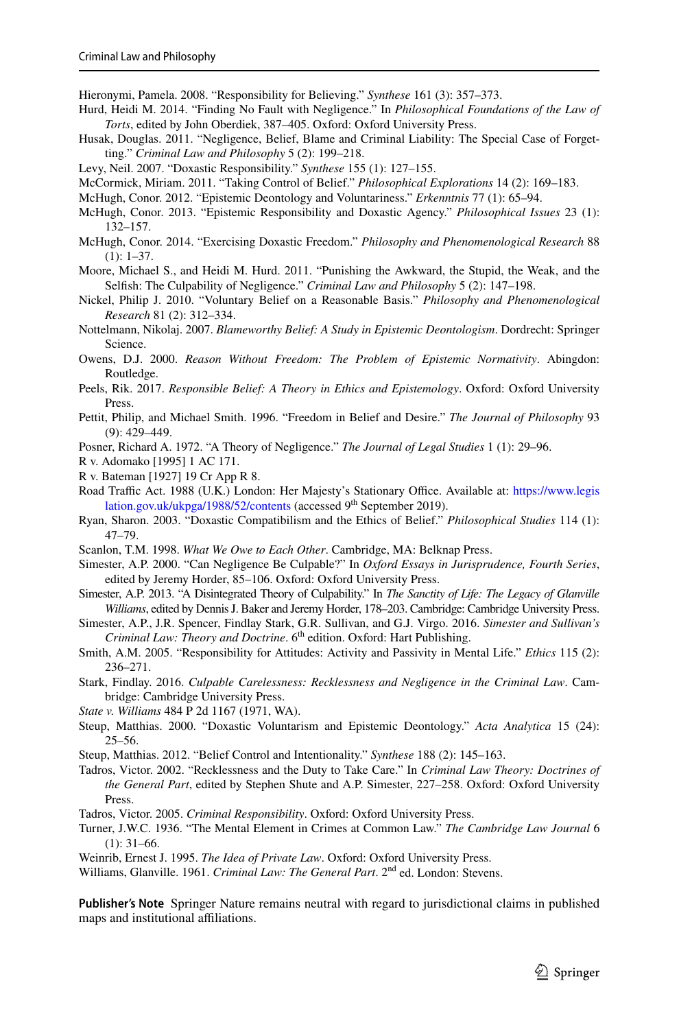Hieronymi, Pamela. 2008. "Responsibility for Believing." *Synthese* 161 (3): 357–373.

Hurd, Heidi M. 2014. "Finding No Fault with Negligence." In *Philosophical Foundations of the Law of Torts*, edited by John Oberdiek, 387–405. Oxford: Oxford University Press.

Husak, Douglas. 2011. "Negligence, Belief, Blame and Criminal Liability: The Special Case of Forgetting." *Criminal Law and Philosophy* 5 (2): 199–218.

Levy, Neil. 2007. "Doxastic Responsibility." *Synthese* 155 (1): 127–155.

McCormick, Miriam. 2011. "Taking Control of Belief." *Philosophical Explorations* 14 (2): 169–183.

McHugh, Conor. 2012. "Epistemic Deontology and Voluntariness." *Erkenntnis* 77 (1): 65–94.

McHugh, Conor. 2013. "Epistemic Responsibility and Doxastic Agency." *Philosophical Issues* 23 (1): 132–157.

McHugh, Conor. 2014. "Exercising Doxastic Freedom." *Philosophy and Phenomenological Research* 88 (1): 1–37.

Moore, Michael S., and Heidi M. Hurd. 2011. "Punishing the Awkward, the Stupid, the Weak, and the Selfish: The Culpability of Negligence." *Criminal Law and Philosophy* 5 (2): 147–198.

Nickel, Philip J. 2010. "Voluntary Belief on a Reasonable Basis." *Philosophy and Phenomenological Research* 81 (2): 312–334.

Nottelmann, Nikolaj. 2007. *Blameworthy Belief: A Study in Epistemic Deontologism*. Dordrecht: Springer Science.

Owens, D.J. 2000. *Reason Without Freedom: The Problem of Epistemic Normativity*. Abingdon: Routledge.

Peels, Rik. 2017. *Responsible Belief: A Theory in Ethics and Epistemology*. Oxford: Oxford University Press.

Pettit, Philip, and Michael Smith. 1996. "Freedom in Belief and Desire." *The Journal of Philosophy* 93 (9): 429–449.

Posner, Richard A. 1972. "A Theory of Negligence." *The Journal of Legal Studies* 1 (1): 29–96.

R v. Adomako [1995] 1 AC 171.

R v. Bateman [1927] 19 Cr App R 8.

Road Traffic Act. 1988 (U.K.) London: Her Majesty's Stationary Office. Available at: https://www.legislation.gov.uk/ukpga/1988/52/contents (accessed 9th September 2019).

Ryan, Sharon. 2003. "Doxastic Compatibilism and the Ethics of Belief." *Philosophical Studies* 114 (1): 47–79.

Scanlon, T.M. 1998. *What We Owe to Each Other*. Cambridge, MA: Belknap Press.

Simester, A.P. 2000. "Can Negligence Be Culpable?" In *Oxford Essays in Jurisprudence, Fourth Series*, edited by Jeremy Horder, 85–106. Oxford: Oxford University Press.

Simester, A.P. 2013. "A Disintegrated Theory of Culpability." In *The Sanctity of Life: The Legacy of Glanville Williams*, edited by Dennis J. Baker and Jeremy Horder, 178–203. Cambridge: Cambridge University Press.

Simester, A.P., J.R. Spencer, Findlay Stark, G.R. Sullivan, and G.J. Virgo. 2016. *Simester and Sullivan's Criminal Law: Theory and Doctrine*. 6th edition. Oxford: Hart Publishing.

Smith, A.M. 2005. "Responsibility for Attitudes: Activity and Passivity in Mental Life." *Ethics* 115 (2): 236–271.

Stark, Findlay. 2016. *Culpable Carelessness: Recklessness and Negligence in the Criminal Law*. Cambridge: Cambridge University Press.

*State v. Williams* 484 P 2d 1167 (1971, WA).

Steup, Matthias. 2000. "Doxastic Voluntarism and Epistemic Deontology." *Acta Analytica* 15 (24): 25–56.

Steup, Matthias. 2012. "Belief Control and Intentionality." *Synthese* 188 (2): 145–163.

Tadros, Victor. 2002. "Recklessness and the Duty to Take Care." In *Criminal Law Theory: Doctrines of the General Part*, edited by Stephen Shute and A.P. Simester, 227–258. Oxford: Oxford University Press.

Tadros, Victor. 2005. *Criminal Responsibility*. Oxford: Oxford University Press.

Turner, J.W.C. 1936. "The Mental Element in Crimes at Common Law." *The Cambridge Law Journal* 6 (1): 31–66.

Weinrib, Ernest J. 1995. *The Idea of Private Law*. Oxford: Oxford University Press.

Williams, Glanville. 1961. *Criminal Law: The General Part*. 2nd ed. London: Stevens.

**Publisher's Note** Springer Nature remains neutral with regard to jurisdictional claims in published maps and institutional affiliations.